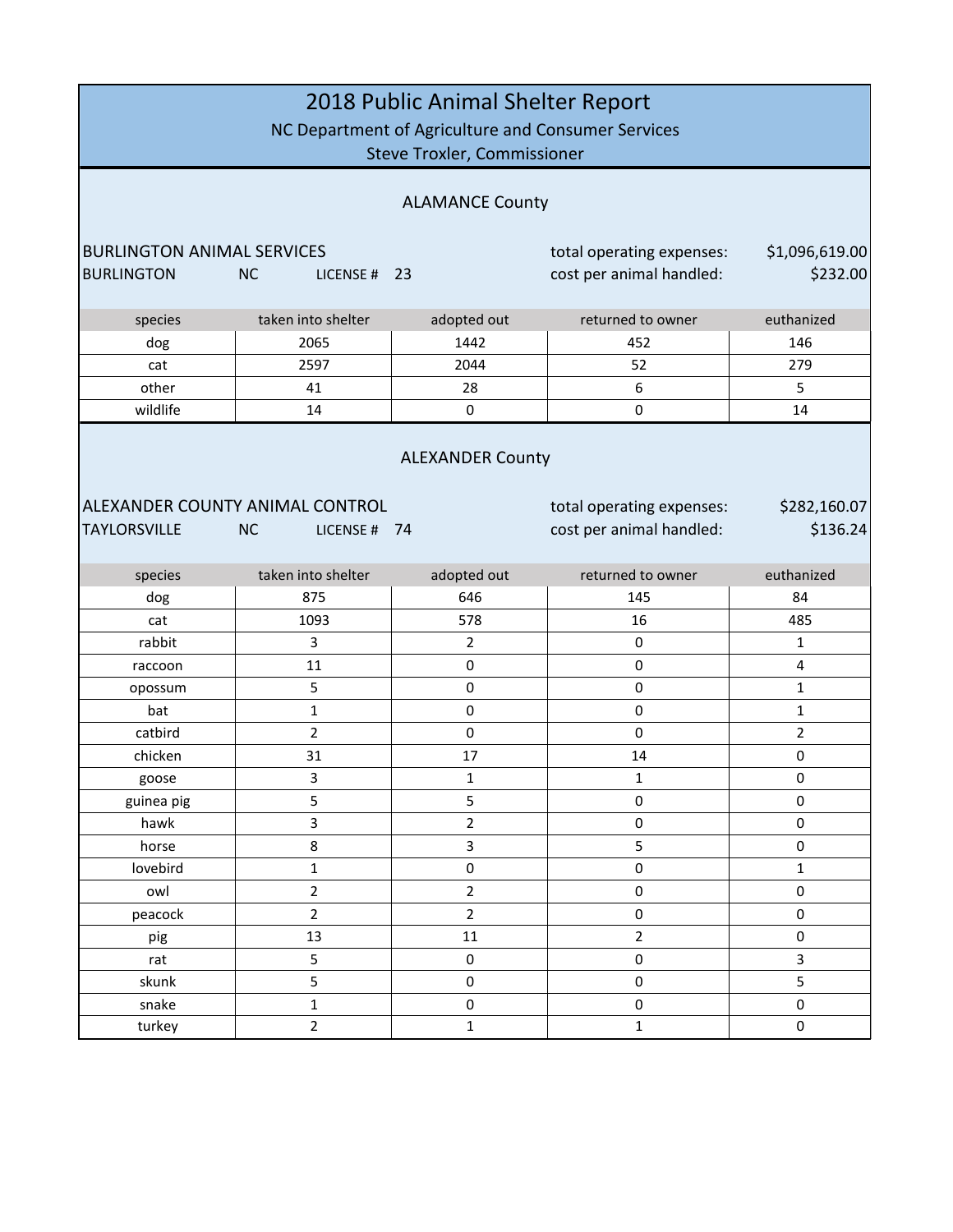# 2018 Public Animal Shelter Report

NC Department of Agriculture and Consumer Services

Steve Troxler, Commissioner

## ALAMANCE County

**BURLINGTON ANIMAL SERVICES**

BURLINGTON NC LICENSE # 23

total operating expenses: $1,096,619.00

cost per animal handled: $232.00

| species | taken into shelter | adopted out | returned to owner | euthanized |
|---|---|---|---|---|
| dog | 2065 | 1442 | 452 | 146 |
| cat | 2597 | 2044 | 52 | 279 |
| other | 41 | 28 | 6 | 5 |
| wildlife | 14 | 0 | 0 | 14 |

## ALEXANDER County

**ALEXANDER COUNTY ANIMAL CONTROL**

TAYLORSVILLE NC LICENSE # 74

total operating expenses: $282,160.07

cost per animal handled: $136.24

| species | taken into shelter | adopted out | returned to owner | euthanized |
|---|---|---|---|---|
| dog | 875 | 646 | 145 | 84 |
| cat | 1093 | 578 | 16 | 485 |
| rabbit | 3 | 2 | 0 | 1 |
| raccoon | 11 | 0 | 0 | 4 |
| opossum | 5 | 0 | 0 | 1 |
| bat | 1 | 0 | 0 | 1 |
| catbird | 2 | 0 | 0 | 2 |
| chicken | 31 | 17 | 14 | 0 |
| goose | 3 | 1 | 1 | 0 |
| guinea pig | 5 | 5 | 0 | 0 |
| hawk | 3 | 2 | 0 | 0 |
| horse | 8 | 3 | 5 | 0 |
| lovebird | 1 | 0 | 0 | 1 |
| owl | 2 | 2 | 0 | 0 |
| peacock | 2 | 2 | 0 | 0 |
| pig | 13 | 11 | 2 | 0 |
| rat | 5 | 0 | 0 | 3 |
| skunk | 5 | 0 | 0 | 5 |
| snake | 1 | 0 | 0 | 0 |
| turkey | 2 | 1 | 1 | 0 |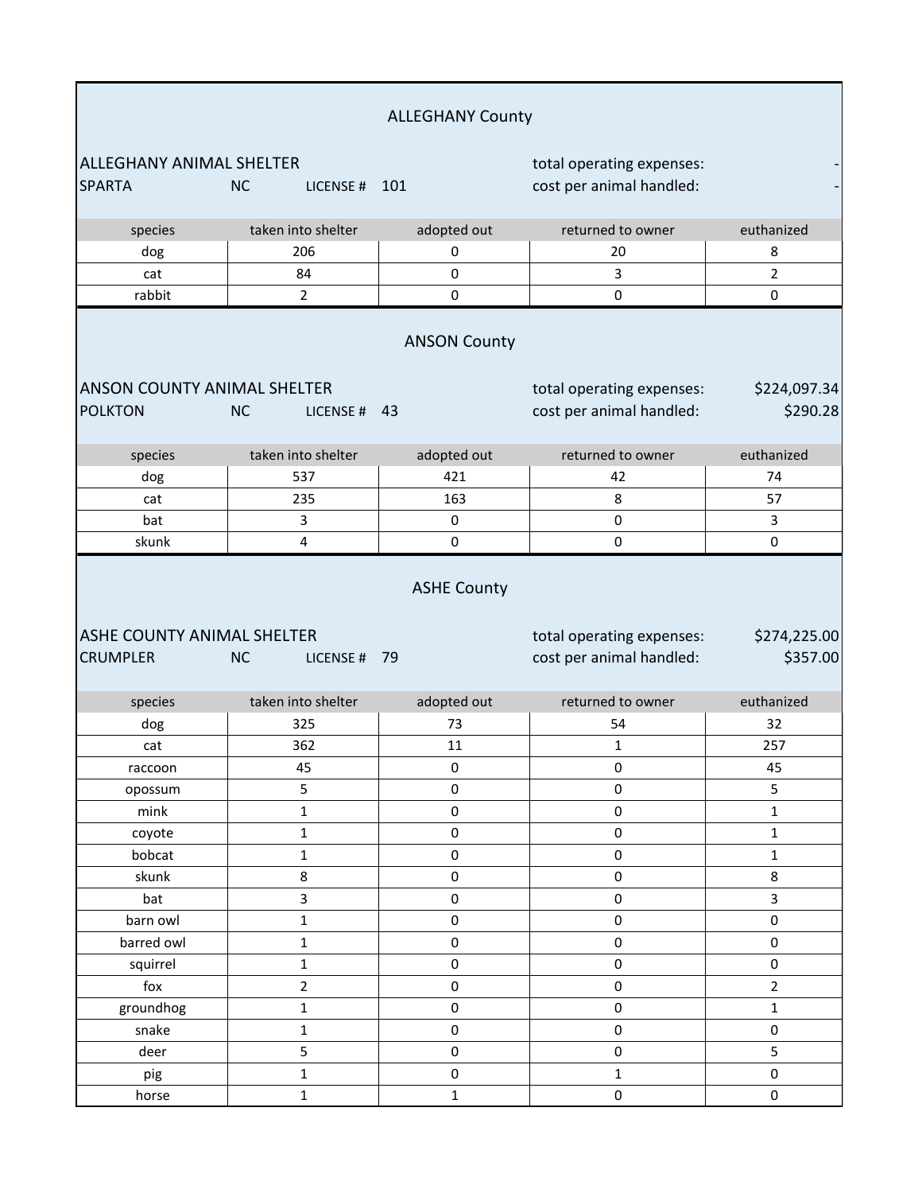## ALLEGHANY County

ALLEGHANY ANIMAL SHELTER
SPARTA NC LICENSE # 101

total operating expenses: -
cost per animal handled: -

| species | taken into shelter | adopted out | returned to owner | euthanized |
|---|---|---|---|---|
| dog | 206 | 0 | 20 | 8 |
| cat | 84 | 0 | 3 | 2 |
| rabbit | 2 | 0 | 0 | 0 |

## ANSON County

ANSON COUNTY ANIMAL SHELTER
POLKTON NC LICENSE # 43

total operating expenses: $224,097.34
cost per animal handled: $290.28

| species | taken into shelter | adopted out | returned to owner | euthanized |
|---|---|---|---|---|
| dog | 537 | 421 | 42 | 74 |
| cat | 235 | 163 | 8 | 57 |
| bat | 3 | 0 | 0 | 3 |
| skunk | 4 | 0 | 0 | 0 |

## ASHE County

ASHE COUNTY ANIMAL SHELTER
CRUMPLER NC LICENSE # 79

total operating expenses: $274,225.00
cost per animal handled: $357.00

| species | taken into shelter | adopted out | returned to owner | euthanized |
|---|---|---|---|---|
| dog | 325 | 73 | 54 | 32 |
| cat | 362 | 11 | 1 | 257 |
| raccoon | 45 | 0 | 0 | 45 |
| opossum | 5 | 0 | 0 | 5 |
| mink | 1 | 0 | 0 | 1 |
| coyote | 1 | 0 | 0 | 1 |
| bobcat | 1 | 0 | 0 | 1 |
| skunk | 8 | 0 | 0 | 8 |
| bat | 3 | 0 | 0 | 3 |
| barn owl | 1 | 0 | 0 | 0 |
| barred owl | 1 | 0 | 0 | 0 |
| squirrel | 1 | 0 | 0 | 0 |
| fox | 2 | 0 | 0 | 2 |
| groundhog | 1 | 0 | 0 | 1 |
| snake | 1 | 0 | 0 | 0 |
| deer | 5 | 0 | 0 | 5 |
| pig | 1 | 0 | 1 | 0 |
| horse | 1 | 1 | 0 | 0 |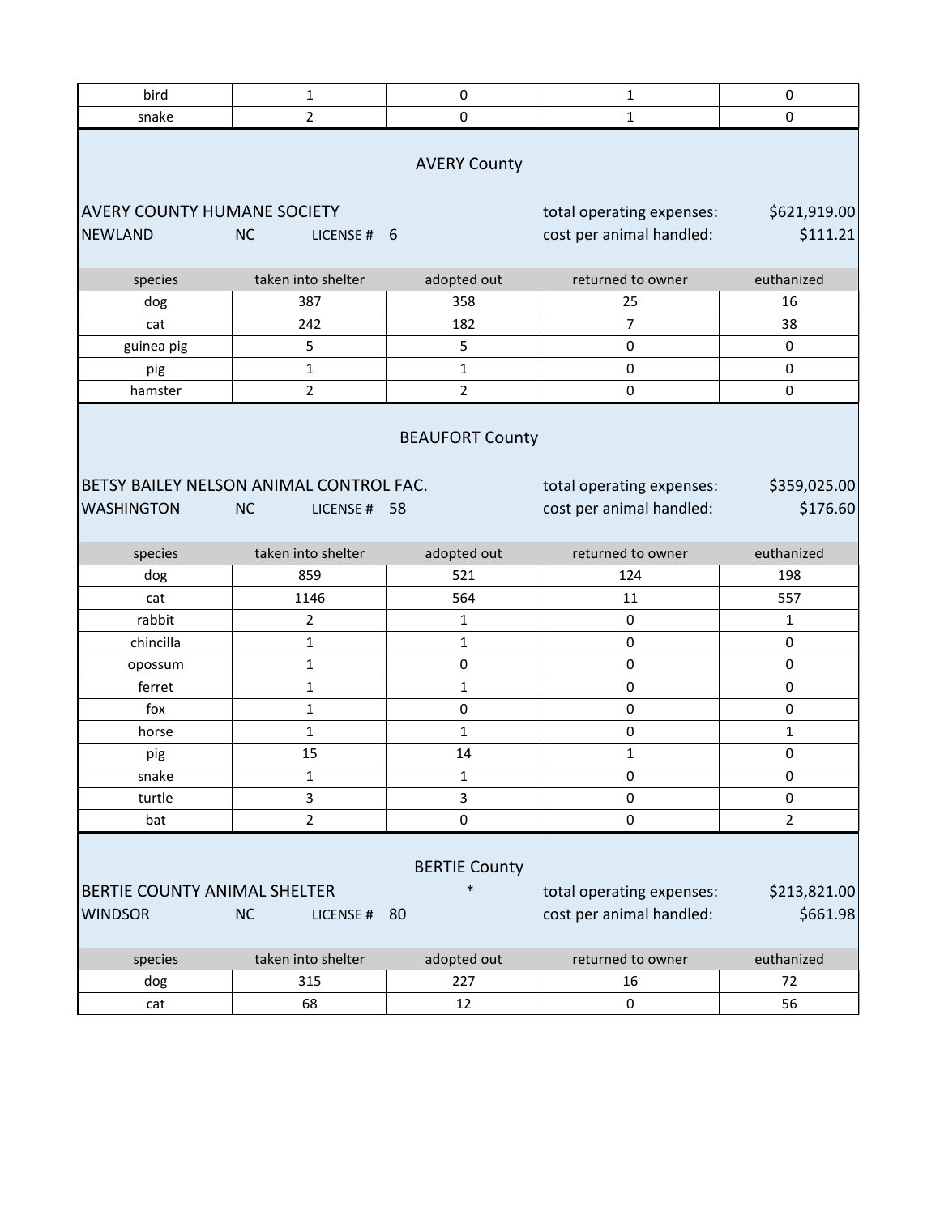| | | | | |
|---|---|---|---|---|
| bird | 1 | 0 | 1 | 0 |
| snake | 2 | 0 | 1 | 0 |

## AVERY County

AVERY COUNTY HUMANE SOCIETY — total operating expenses: $621,919.00

NEWLAND NC LICENSE # 6 — cost per animal handled: $111.21

| species | taken into shelter | adopted out | returned to owner | euthanized |
|---|---|---|---|---|
| dog | 387 | 358 | 25 | 16 |
| cat | 242 | 182 | 7 | 38 |
| guinea pig | 5 | 5 | 0 | 0 |
| pig | 1 | 1 | 0 | 0 |
| hamster | 2 | 2 | 0 | 0 |

## BEAUFORT County

BETSY BAILEY NELSON ANIMAL CONTROL FAC. — total operating expenses: $359,025.00

WASHINGTON NC LICENSE # 58 — cost per animal handled: $176.60

| species | taken into shelter | adopted out | returned to owner | euthanized |
|---|---|---|---|---|
| dog | 859 | 521 | 124 | 198 |
| cat | 1146 | 564 | 11 | 557 |
| rabbit | 2 | 1 | 0 | 1 |
| chincilla | 1 | 1 | 0 | 0 |
| opossum | 1 | 0 | 0 | 0 |
| ferret | 1 | 1 | 0 | 0 |
| fox | 1 | 0 | 0 | 0 |
| horse | 1 | 1 | 0 | 1 |
| pig | 15 | 14 | 1 | 0 |
| snake | 1 | 1 | 0 | 0 |
| turtle | 3 | 3 | 0 | 0 |
| bat | 2 | 0 | 0 | 2 |

## BERTIE County

BERTIE COUNTY ANIMAL SHELTER * — total operating expenses: $213,821.00

WINDSOR NC LICENSE # 80 — cost per animal handled: $661.98

| species | taken into shelter | adopted out | returned to owner | euthanized |
|---|---|---|---|---|
| dog | 315 | 227 | 16 | 72 |
| cat | 68 | 12 | 0 | 56 |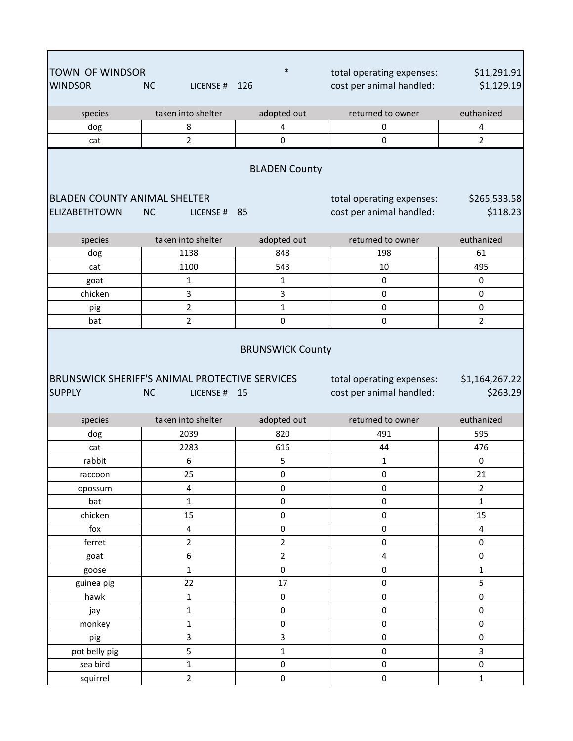TOWN OF WINDSOR *
WINDSOR NC LICENSE # 126

total operating expenses: $11,291.91
cost per animal handled: $1,129.19

| species | taken into shelter | adopted out | returned to owner | euthanized |
|---|---|---|---|---|
| dog | 8 | 4 | 0 | 4 |
| cat | 2 | 0 | 0 | 2 |

## BLADEN County

BLADEN COUNTY ANIMAL SHELTER
ELIZABETHTOWN NC LICENSE # 85

total operating expenses: $265,533.58
cost per animal handled: $118.23

| species | taken into shelter | adopted out | returned to owner | euthanized |
|---|---|---|---|---|
| dog | 1138 | 848 | 198 | 61 |
| cat | 1100 | 543 | 10 | 495 |
| goat | 1 | 1 | 0 | 0 |
| chicken | 3 | 3 | 0 | 0 |
| pig | 2 | 1 | 0 | 0 |
| bat | 2 | 0 | 0 | 2 |

## BRUNSWICK County

BRUNSWICK SHERIFF'S ANIMAL PROTECTIVE SERVICES
SUPPLY NC LICENSE # 15

total operating expenses: $1,164,267.22
cost per animal handled: $263.29

| species | taken into shelter | adopted out | returned to owner | euthanized |
|---|---|---|---|---|
| dog | 2039 | 820 | 491 | 595 |
| cat | 2283 | 616 | 44 | 476 |
| rabbit | 6 | 5 | 1 | 0 |
| raccoon | 25 | 0 | 0 | 21 |
| opossum | 4 | 0 | 0 | 2 |
| bat | 1 | 0 | 0 | 1 |
| chicken | 15 | 0 | 0 | 15 |
| fox | 4 | 0 | 0 | 4 |
| ferret | 2 | 2 | 0 | 0 |
| goat | 6 | 2 | 4 | 0 |
| goose | 1 | 0 | 0 | 1 |
| guinea pig | 22 | 17 | 0 | 5 |
| hawk | 1 | 0 | 0 | 0 |
| jay | 1 | 0 | 0 | 0 |
| monkey | 1 | 0 | 0 | 0 |
| pig | 3 | 3 | 0 | 0 |
| pot belly pig | 5 | 1 | 0 | 3 |
| sea bird | 1 | 0 | 0 | 0 |
| squirrel | 2 | 0 | 0 | 1 |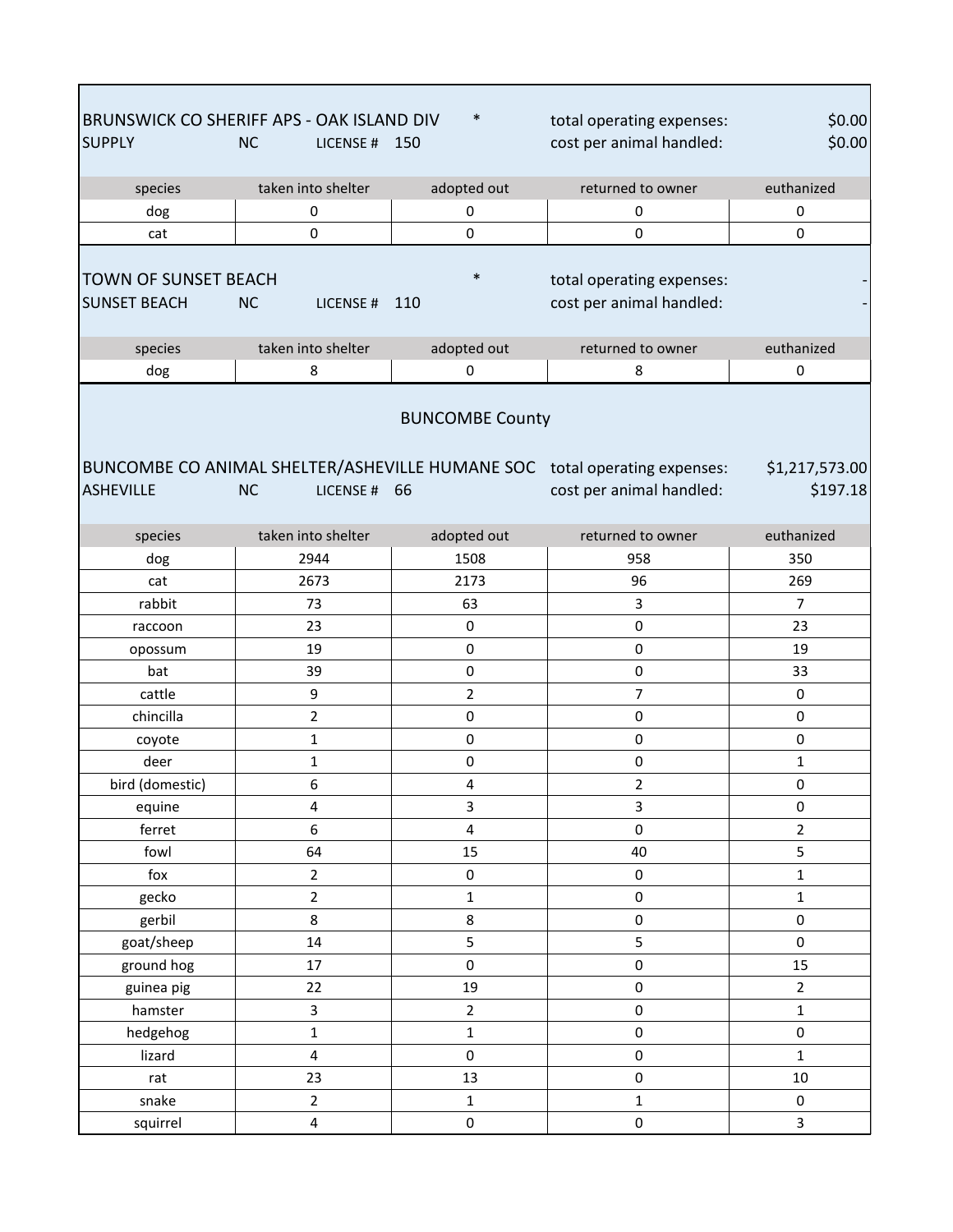BRUNSWICK CO SHERIFF APS - OAK ISLAND DIV *

SUPPLY NC LICENSE # 150

total operating expenses: $0.00

cost per animal handled: $0.00

| species | taken into shelter | adopted out | returned to owner | euthanized |
|---|---|---|---|---|
| dog | 0 | 0 | 0 | 0 |
| cat | 0 | 0 | 0 | 0 |

TOWN OF SUNSET BEACH *

SUNSET BEACH NC LICENSE # 110

total operating expenses: -

cost per animal handled: -

| species | taken into shelter | adopted out | returned to owner | euthanized |
|---|---|---|---|---|
| dog | 8 | 0 | 8 | 0 |

## BUNCOMBE County

BUNCOMBE CO ANIMAL SHELTER/ASHEVILLE HUMANE SOC

ASHEVILLE NC LICENSE # 66

total operating expenses: $1,217,573.00

cost per animal handled: $197.18

| species | taken into shelter | adopted out | returned to owner | euthanized |
|---|---|---|---|---|
| dog | 2944 | 1508 | 958 | 350 |
| cat | 2673 | 2173 | 96 | 269 |
| rabbit | 73 | 63 | 3 | 7 |
| raccoon | 23 | 0 | 0 | 23 |
| opossum | 19 | 0 | 0 | 19 |
| bat | 39 | 0 | 0 | 33 |
| cattle | 9 | 2 | 7 | 0 |
| chincilla | 2 | 0 | 0 | 0 |
| coyote | 1 | 0 | 0 | 0 |
| deer | 1 | 0 | 0 | 1 |
| bird (domestic) | 6 | 4 | 2 | 0 |
| equine | 4 | 3 | 3 | 0 |
| ferret | 6 | 4 | 0 | 2 |
| fowl | 64 | 15 | 40 | 5 |
| fox | 2 | 0 | 0 | 1 |
| gecko | 2 | 1 | 0 | 1 |
| gerbil | 8 | 8 | 0 | 0 |
| goat/sheep | 14 | 5 | 5 | 0 |
| ground hog | 17 | 0 | 0 | 15 |
| guinea pig | 22 | 19 | 0 | 2 |
| hamster | 3 | 2 | 0 | 1 |
| hedgehog | 1 | 1 | 0 | 0 |
| lizard | 4 | 0 | 0 | 1 |
| rat | 23 | 13 | 0 | 10 |
| snake | 2 | 1 | 1 | 0 |
| squirrel | 4 | 0 | 0 | 3 |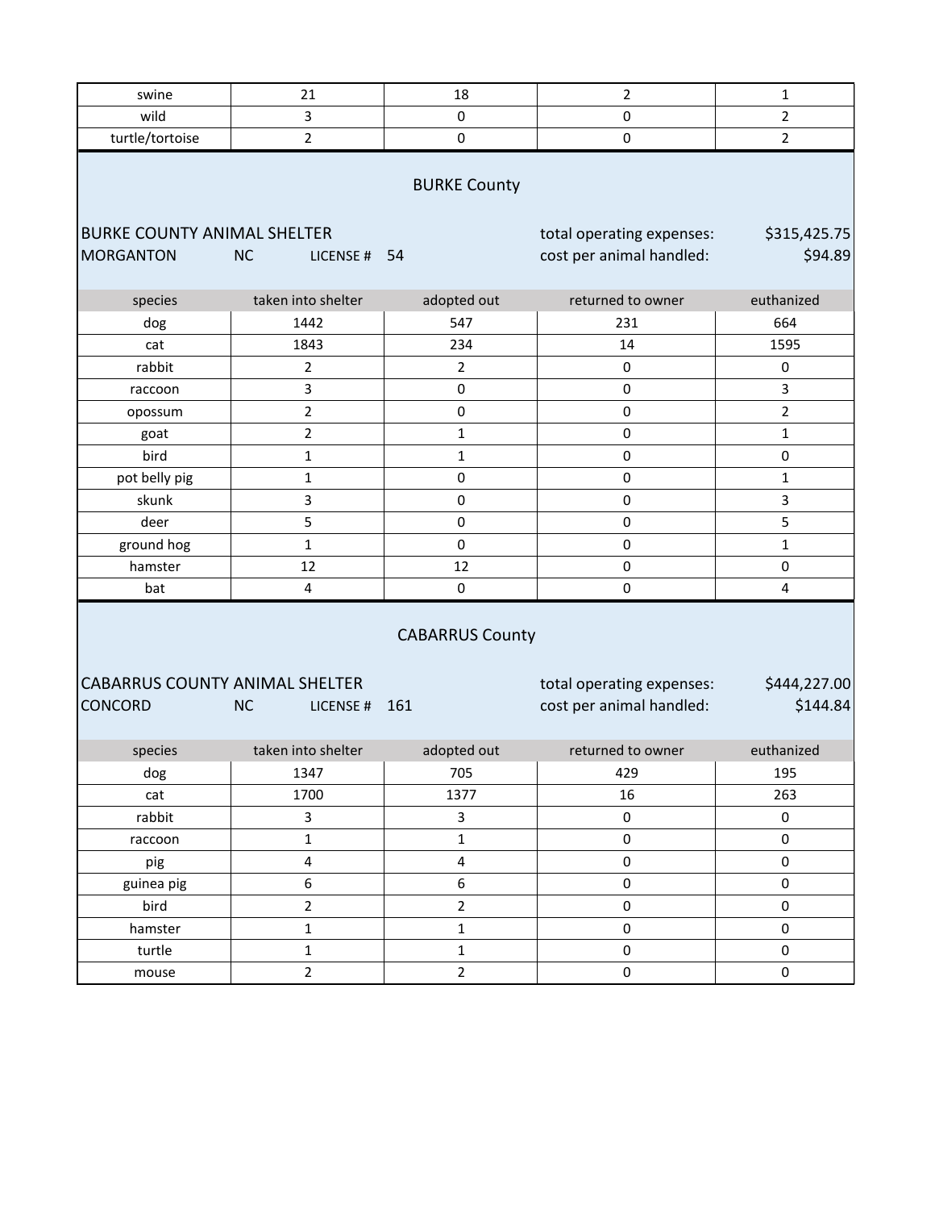| swine | 21 | 18 | 2 | 1 |
| --- | --- | --- | --- | --- |
| wild | 3 | 0 | 0 | 2 |
| turtle/tortoise | 2 | 0 | 0 | 2 |

## BURKE County

BURKE COUNTY ANIMAL SHELTER
MORGANTON NC LICENSE # 54

total operating expenses: $315,425.75
cost per animal handled: $94.89

| species | taken into shelter | adopted out | returned to owner | euthanized |
| --- | --- | --- | --- | --- |
| dog | 1442 | 547 | 231 | 664 |
| cat | 1843 | 234 | 14 | 1595 |
| rabbit | 2 | 2 | 0 | 0 |
| raccoon | 3 | 0 | 0 | 3 |
| opossum | 2 | 0 | 0 | 2 |
| goat | 2 | 1 | 0 | 1 |
| bird | 1 | 1 | 0 | 0 |
| pot belly pig | 1 | 0 | 0 | 1 |
| skunk | 3 | 0 | 0 | 3 |
| deer | 5 | 0 | 0 | 5 |
| ground hog | 1 | 0 | 0 | 1 |
| hamster | 12 | 12 | 0 | 0 |
| bat | 4 | 0 | 0 | 4 |

## CABARRUS County

CABARRUS COUNTY ANIMAL SHELTER
CONCORD NC LICENSE # 161

total operating expenses: $444,227.00
cost per animal handled: $144.84

| species | taken into shelter | adopted out | returned to owner | euthanized |
| --- | --- | --- | --- | --- |
| dog | 1347 | 705 | 429 | 195 |
| cat | 1700 | 1377 | 16 | 263 |
| rabbit | 3 | 3 | 0 | 0 |
| raccoon | 1 | 1 | 0 | 0 |
| pig | 4 | 4 | 0 | 0 |
| guinea pig | 6 | 6 | 0 | 0 |
| bird | 2 | 2 | 0 | 0 |
| hamster | 1 | 1 | 0 | 0 |
| turtle | 1 | 1 | 0 | 0 |
| mouse | 2 | 2 | 0 | 0 |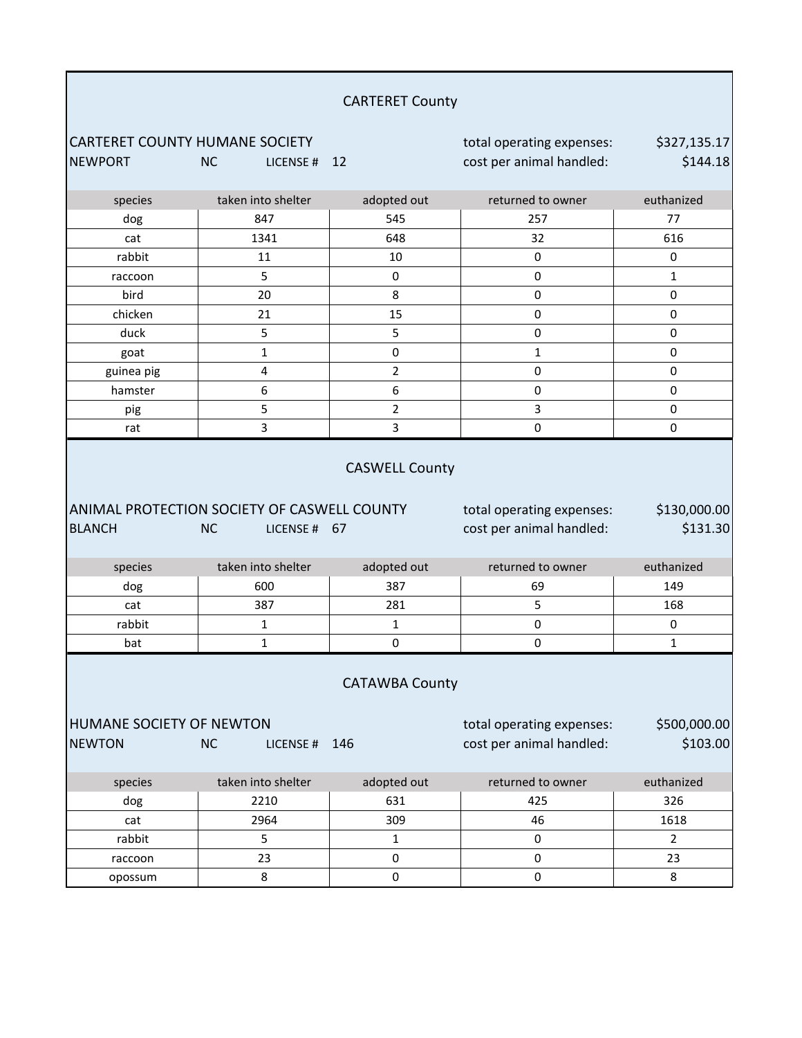## CARTERET County

**CARTERET COUNTY HUMANE SOCIETY**
NEWPORT NC LICENSE # 12

total operating expenses: $327,135.17
cost per animal handled: $144.18

| species | taken into shelter | adopted out | returned to owner | euthanized |
|---|---|---|---|---|
| dog | 847 | 545 | 257 | 77 |
| cat | 1341 | 648 | 32 | 616 |
| rabbit | 11 | 10 | 0 | 0 |
| raccoon | 5 | 0 | 0 | 1 |
| bird | 20 | 8 | 0 | 0 |
| chicken | 21 | 15 | 0 | 0 |
| duck | 5 | 5 | 0 | 0 |
| goat | 1 | 0 | 1 | 0 |
| guinea pig | 4 | 2 | 0 | 0 |
| hamster | 6 | 6 | 0 | 0 |
| pig | 5 | 2 | 3 | 0 |
| rat | 3 | 3 | 0 | 0 |

## CASWELL County

**ANIMAL PROTECTION SOCIETY OF CASWELL COUNTY**
BLANCH NC LICENSE # 67

total operating expenses: $130,000.00
cost per animal handled: $131.30

| species | taken into shelter | adopted out | returned to owner | euthanized |
|---|---|---|---|---|
| dog | 600 | 387 | 69 | 149 |
| cat | 387 | 281 | 5 | 168 |
| rabbit | 1 | 1 | 0 | 0 |
| bat | 1 | 0 | 0 | 1 |

## CATAWBA County

**HUMANE SOCIETY OF NEWTON**
NEWTON NC LICENSE # 146

total operating expenses: $500,000.00
cost per animal handled: $103.00

| species | taken into shelter | adopted out | returned to owner | euthanized |
|---|---|---|---|---|
| dog | 2210 | 631 | 425 | 326 |
| cat | 2964 | 309 | 46 | 1618 |
| rabbit | 5 | 1 | 0 | 2 |
| raccoon | 23 | 0 | 0 | 23 |
| opossum | 8 | 0 | 0 | 8 |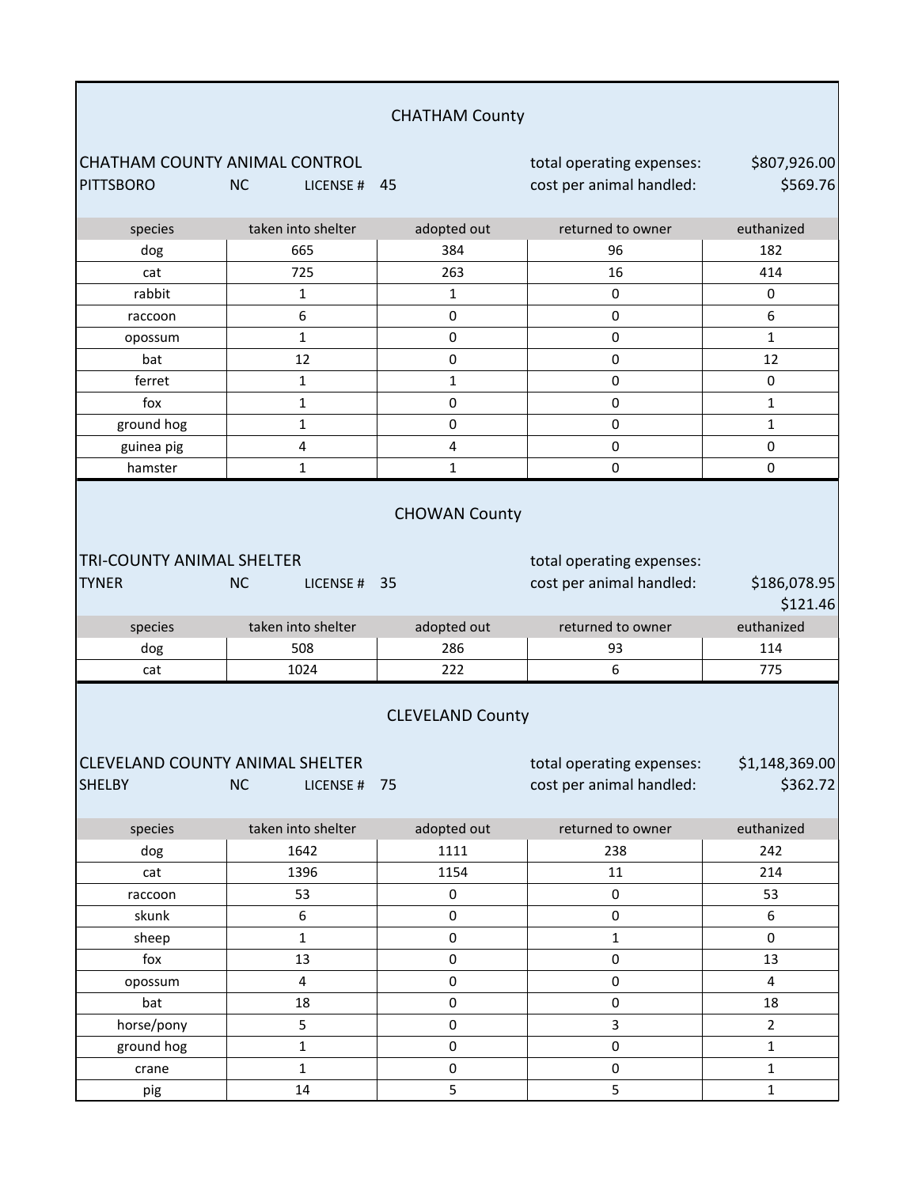## CHATHAM County

CHATHAM COUNTY ANIMAL CONTROL
PITTSBORO NC LICENSE # 45

total operating expenses: $807,926.00
cost per animal handled: $569.76

| species | taken into shelter | adopted out | returned to owner | euthanized |
|---|---|---|---|---|
| dog | 665 | 384 | 96 | 182 |
| cat | 725 | 263 | 16 | 414 |
| rabbit | 1 | 1 | 0 | 0 |
| raccoon | 6 | 0 | 0 | 6 |
| opossum | 1 | 0 | 0 | 1 |
| bat | 12 | 0 | 0 | 12 |
| ferret | 1 | 1 | 0 | 0 |
| fox | 1 | 0 | 0 | 1 |
| ground hog | 1 | 0 | 0 | 1 |
| guinea pig | 4 | 4 | 0 | 0 |
| hamster | 1 | 1 | 0 | 0 |

## CHOWAN County

TRI-COUNTY ANIMAL SHELTER
TYNER NC LICENSE # 35

total operating expenses: $186,078.95
cost per animal handled: $121.46

| species | taken into shelter | adopted out | returned to owner | euthanized |
|---|---|---|---|---|
| dog | 508 | 286 | 93 | 114 |
| cat | 1024 | 222 | 6 | 775 |

## CLEVELAND County

CLEVELAND COUNTY ANIMAL SHELTER
SHELBY NC LICENSE # 75

total operating expenses: $1,148,369.00
cost per animal handled: $362.72

| species | taken into shelter | adopted out | returned to owner | euthanized |
|---|---|---|---|---|
| dog | 1642 | 1111 | 238 | 242 |
| cat | 1396 | 1154 | 11 | 214 |
| raccoon | 53 | 0 | 0 | 53 |
| skunk | 6 | 0 | 0 | 6 |
| sheep | 1 | 0 | 1 | 0 |
| fox | 13 | 0 | 0 | 13 |
| opossum | 4 | 0 | 0 | 4 |
| bat | 18 | 0 | 0 | 18 |
| horse/pony | 5 | 0 | 3 | 2 |
| ground hog | 1 | 0 | 0 | 1 |
| crane | 1 | 0 | 0 | 1 |
| pig | 14 | 5 | 5 | 1 |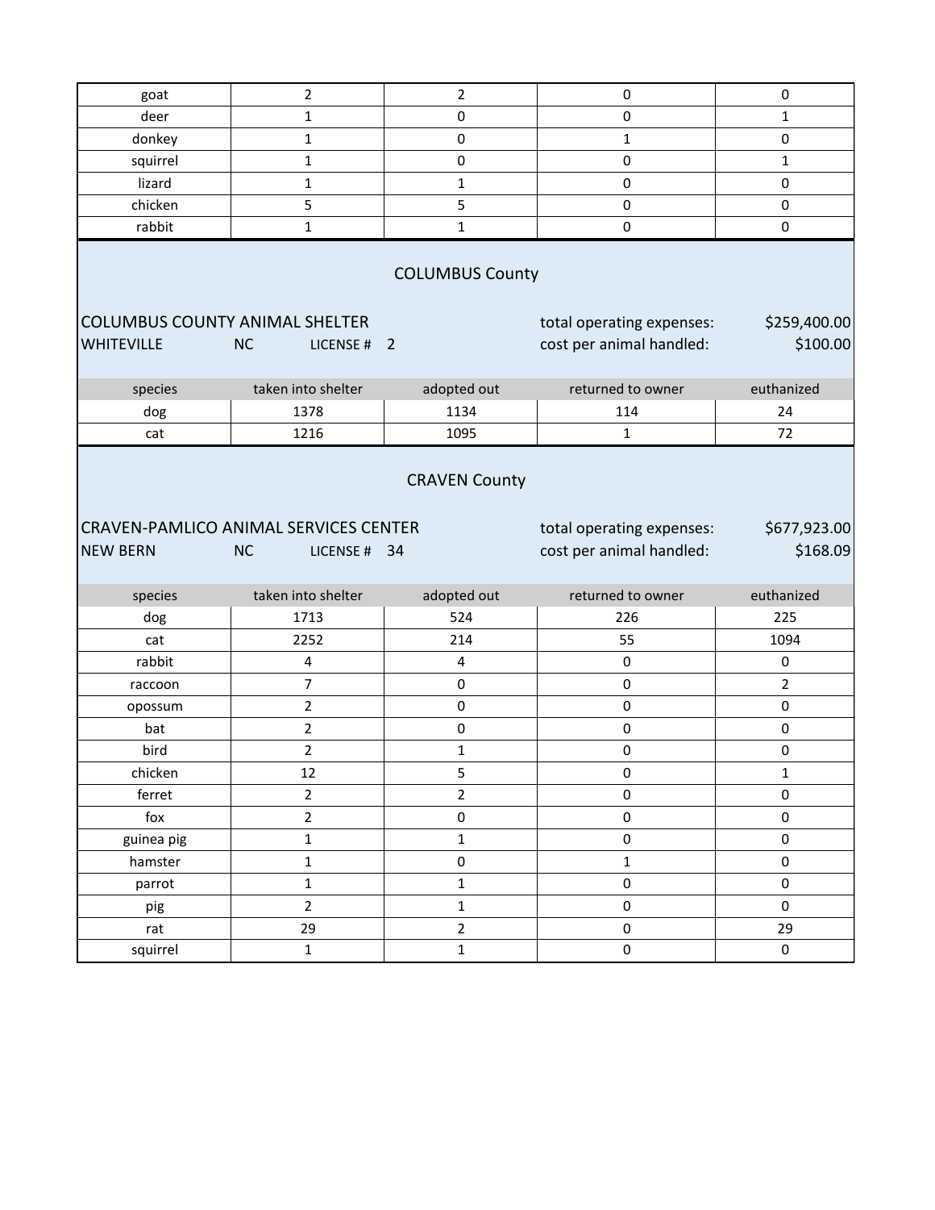| species | taken into shelter | adopted out | returned to owner | euthanized |
|---|---|---|---|---|
| goat | 2 | 2 | 0 | 0 |
| deer | 1 | 0 | 0 | 1 |
| donkey | 1 | 0 | 1 | 0 |
| squirrel | 1 | 0 | 0 | 1 |
| lizard | 1 | 1 | 0 | 0 |
| chicken | 5 | 5 | 0 | 0 |
| rabbit | 1 | 1 | 0 | 0 |

## COLUMBUS County

COLUMBUS COUNTY ANIMAL SHELTER
WHITEVILLE NC LICENSE # 2

total operating expenses: $259,400.00
cost per animal handled: $100.00

| species | taken into shelter | adopted out | returned to owner | euthanized |
|---|---|---|---|---|
| dog | 1378 | 1134 | 114 | 24 |
| cat | 1216 | 1095 | 1 | 72 |

## CRAVEN County

CRAVEN-PAMLICO ANIMAL SERVICES CENTER
NEW BERN NC LICENSE # 34

total operating expenses: $677,923.00
cost per animal handled: $168.09

| species | taken into shelter | adopted out | returned to owner | euthanized |
|---|---|---|---|---|
| dog | 1713 | 524 | 226 | 225 |
| cat | 2252 | 214 | 55 | 1094 |
| rabbit | 4 | 4 | 0 | 0 |
| raccoon | 7 | 0 | 0 | 2 |
| opossum | 2 | 0 | 0 | 0 |
| bat | 2 | 0 | 0 | 0 |
| bird | 2 | 1 | 0 | 0 |
| chicken | 12 | 5 | 0 | 1 |
| ferret | 2 | 2 | 0 | 0 |
| fox | 2 | 0 | 0 | 0 |
| guinea pig | 1 | 1 | 0 | 0 |
| hamster | 1 | 0 | 1 | 0 |
| parrot | 1 | 1 | 0 | 0 |
| pig | 2 | 1 | 0 | 0 |
| rat | 29 | 2 | 0 | 29 |
| squirrel | 1 | 1 | 0 | 0 |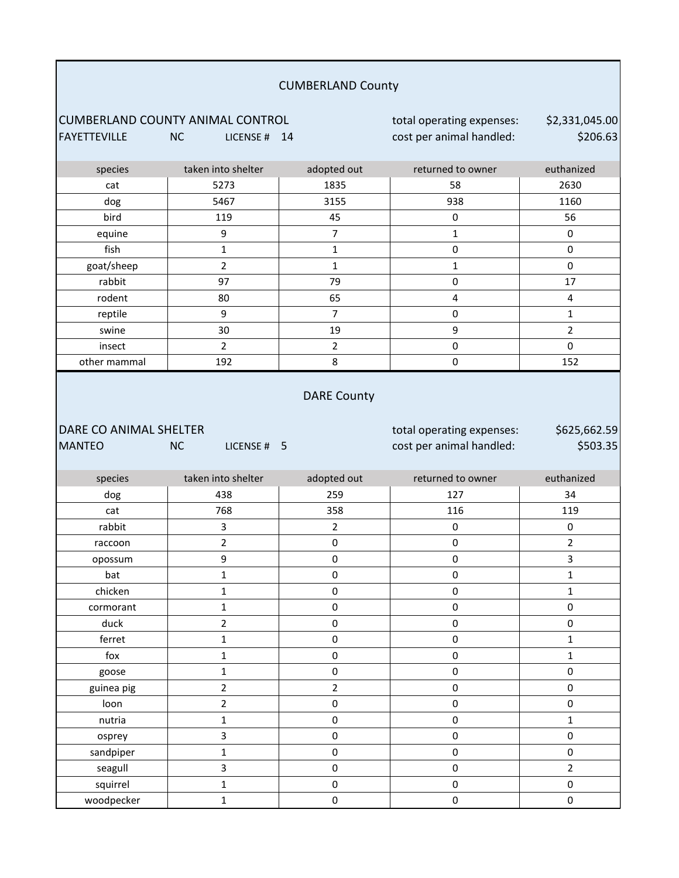## CUMBERLAND County

CUMBERLAND COUNTY ANIMAL CONTROL
FAYETTEVILLE NC LICENSE # 14

total operating expenses: $2,331,045.00
cost per animal handled: $206.63

| species | taken into shelter | adopted out | returned to owner | euthanized |
|---|---|---|---|---|
| cat | 5273 | 1835 | 58 | 2630 |
| dog | 5467 | 3155 | 938 | 1160 |
| bird | 119 | 45 | 0 | 56 |
| equine | 9 | 7 | 1 | 0 |
| fish | 1 | 1 | 0 | 0 |
| goat/sheep | 2 | 1 | 1 | 0 |
| rabbit | 97 | 79 | 0 | 17 |
| rodent | 80 | 65 | 4 | 4 |
| reptile | 9 | 7 | 0 | 1 |
| swine | 30 | 19 | 9 | 2 |
| insect | 2 | 2 | 0 | 0 |
| other mammal | 192 | 8 | 0 | 152 |

## DARE County

DARE CO ANIMAL SHELTER
MANTEO NC LICENSE # 5

total operating expenses: $625,662.59
cost per animal handled: $503.35

| species | taken into shelter | adopted out | returned to owner | euthanized |
|---|---|---|---|---|
| dog | 438 | 259 | 127 | 34 |
| cat | 768 | 358 | 116 | 119 |
| rabbit | 3 | 2 | 0 | 0 |
| raccoon | 2 | 0 | 0 | 2 |
| opossum | 9 | 0 | 0 | 3 |
| bat | 1 | 0 | 0 | 1 |
| chicken | 1 | 0 | 0 | 1 |
| cormorant | 1 | 0 | 0 | 0 |
| duck | 2 | 0 | 0 | 0 |
| ferret | 1 | 0 | 0 | 1 |
| fox | 1 | 0 | 0 | 1 |
| goose | 1 | 0 | 0 | 0 |
| guinea pig | 2 | 2 | 0 | 0 |
| loon | 2 | 0 | 0 | 0 |
| nutria | 1 | 0 | 0 | 1 |
| osprey | 3 | 0 | 0 | 0 |
| sandpiper | 1 | 0 | 0 | 0 |
| seagull | 3 | 0 | 0 | 2 |
| squirrel | 1 | 0 | 0 | 0 |
| woodpecker | 1 | 0 | 0 | 0 |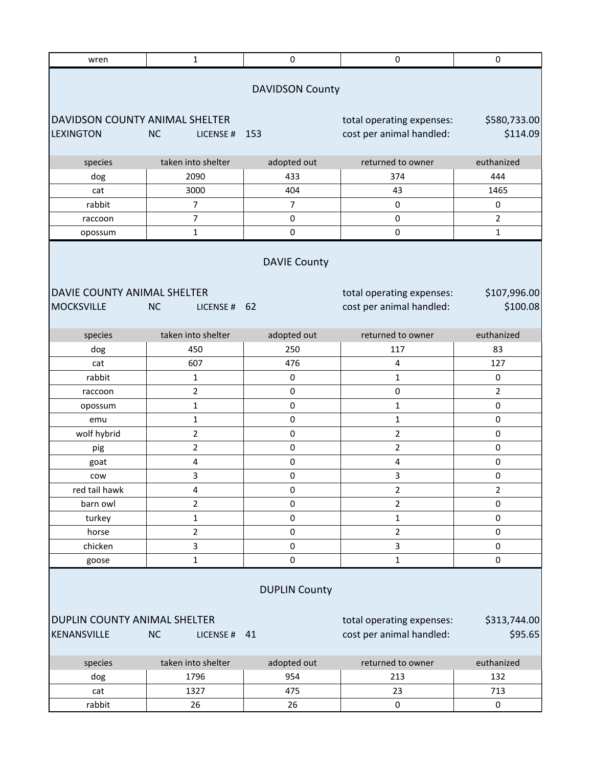| wren | 1 | 0 | 0 | 0 |
|---|---|---|---|---|

## DAVIDSON County

DAVIDSON COUNTY ANIMAL SHELTER — total operating expenses: $580,733.00

LEXINGTON NC LICENSE # 153 — cost per animal handled: $114.09

| species | taken into shelter | adopted out | returned to owner | euthanized |
|---|---|---|---|---|
| dog | 2090 | 433 | 374 | 444 |
| cat | 3000 | 404 | 43 | 1465 |
| rabbit | 7 | 7 | 0 | 0 |
| raccoon | 7 | 0 | 0 | 2 |
| opossum | 1 | 0 | 0 | 1 |

## DAVIE County

DAVIE COUNTY ANIMAL SHELTER — total operating expenses: $107,996.00

MOCKSVILLE NC LICENSE # 62 — cost per animal handled: $100.08

| species | taken into shelter | adopted out | returned to owner | euthanized |
|---|---|---|---|---|
| dog | 450 | 250 | 117 | 83 |
| cat | 607 | 476 | 4 | 127 |
| rabbit | 1 | 0 | 1 | 0 |
| raccoon | 2 | 0 | 0 | 2 |
| opossum | 1 | 0 | 1 | 0 |
| emu | 1 | 0 | 1 | 0 |
| wolf hybrid | 2 | 0 | 2 | 0 |
| pig | 2 | 0 | 2 | 0 |
| goat | 4 | 0 | 4 | 0 |
| cow | 3 | 0 | 3 | 0 |
| red tail hawk | 4 | 0 | 2 | 2 |
| barn owl | 2 | 0 | 2 | 0 |
| turkey | 1 | 0 | 1 | 0 |
| horse | 2 | 0 | 2 | 0 |
| chicken | 3 | 0 | 3 | 0 |
| goose | 1 | 0 | 1 | 0 |

## DUPLIN County

DUPLIN COUNTY ANIMAL SHELTER — total operating expenses: $313,744.00

KENANSVILLE NC LICENSE # 41 — cost per animal handled: $95.65

| species | taken into shelter | adopted out | returned to owner | euthanized |
|---|---|---|---|---|
| dog | 1796 | 954 | 213 | 132 |
| cat | 1327 | 475 | 23 | 713 |
| rabbit | 26 | 26 | 0 | 0 |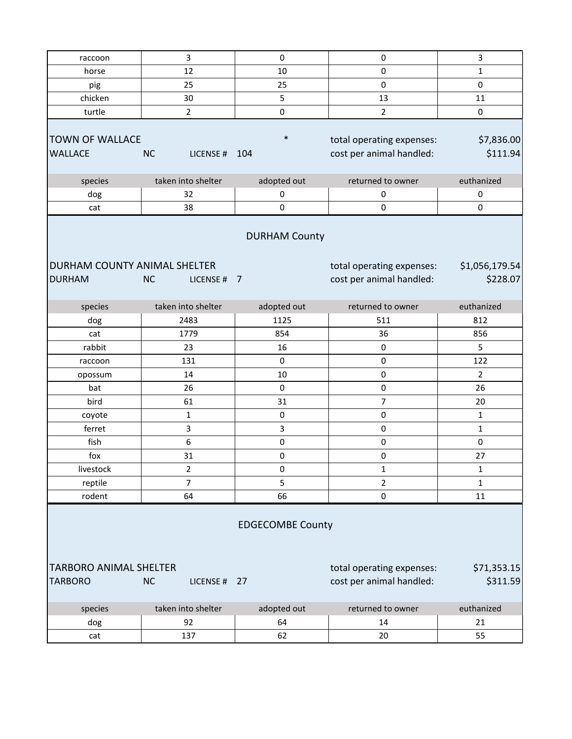| | | | | |
|---|---|---|---|---|
| raccoon | 3 | 0 | 0 | 3 |
| horse | 12 | 10 | 0 | 1 |
| pig | 25 | 25 | 0 | 0 |
| chicken | 30 | 5 | 13 | 11 |
| turtle | 2 | 0 | 2 | 0 |

TOWN OF WALLACE * total operating expenses: $7,836.00
WALLACE NC LICENSE # 104 cost per animal handled: $111.94

| species | taken into shelter | adopted out | returned to owner | euthanized |
|---|---|---|---|---|
| dog | 32 | 0 | 0 | 0 |
| cat | 38 | 0 | 0 | 0 |

## DURHAM County

DURHAM COUNTY ANIMAL SHELTER total operating expenses: $1,056,179.54
DURHAM NC LICENSE # 7 cost per animal handled: $228.07

| species | taken into shelter | adopted out | returned to owner | euthanized |
|---|---|---|---|---|
| dog | 2483 | 1125 | 511 | 812 |
| cat | 1779 | 854 | 36 | 856 |
| rabbit | 23 | 16 | 0 | 5 |
| raccoon | 131 | 0 | 0 | 122 |
| opossum | 14 | 10 | 0 | 2 |
| bat | 26 | 0 | 0 | 26 |
| bird | 61 | 31 | 7 | 20 |
| coyote | 1 | 0 | 0 | 1 |
| ferret | 3 | 3 | 0 | 1 |
| fish | 6 | 0 | 0 | 0 |
| fox | 31 | 0 | 0 | 27 |
| livestock | 2 | 0 | 1 | 1 |
| reptile | 7 | 5 | 2 | 1 |
| rodent | 64 | 66 | 0 | 11 |

## EDGECOMBE County

TARBORO ANIMAL SHELTER total operating expenses: $71,353.15
TARBORO NC LICENSE # 27 cost per animal handled: $311.59

| species | taken into shelter | adopted out | returned to owner | euthanized |
|---|---|---|---|---|
| dog | 92 | 64 | 14 | 21 |
| cat | 137 | 62 | 20 | 55 |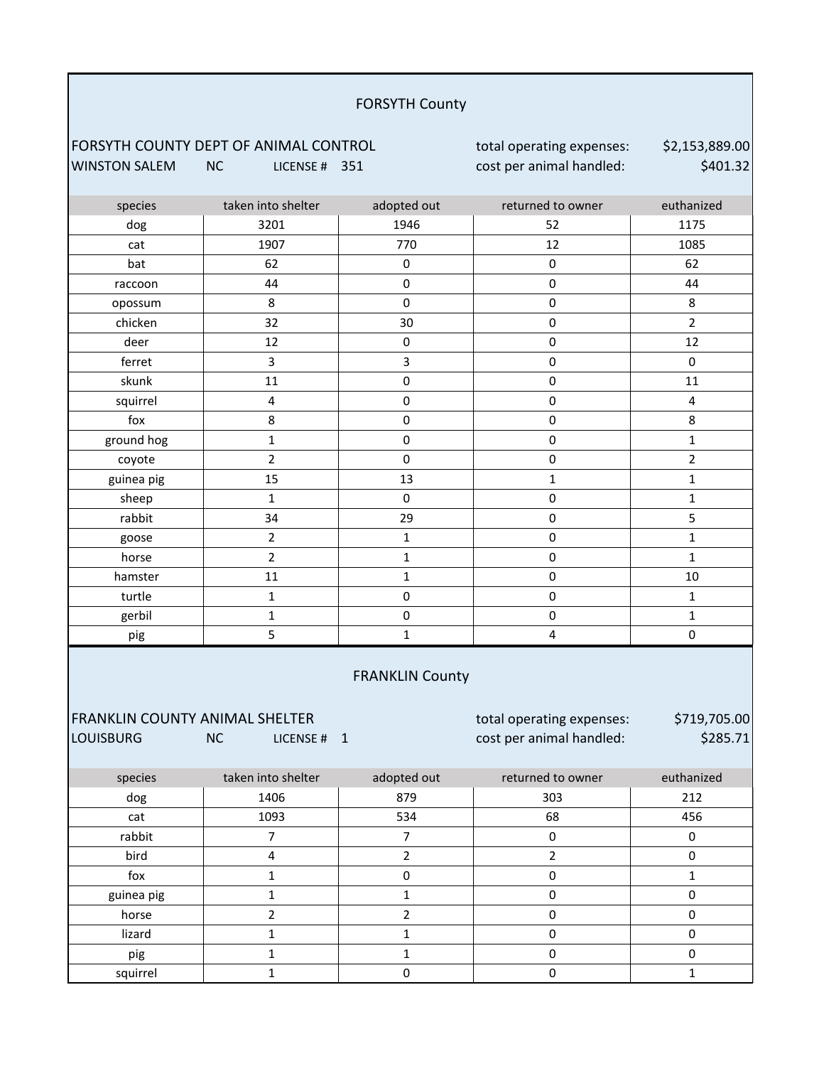## FORSYTH County

FORSYTH COUNTY DEPT OF ANIMAL CONTROL — total operating expenses: $2,153,889.00

WINSTON SALEM NC LICENSE # 351 — cost per animal handled: $401.32

| species | taken into shelter | adopted out | returned to owner | euthanized |
|---|---|---|---|---|
| dog | 3201 | 1946 | 52 | 1175 |
| cat | 1907 | 770 | 12 | 1085 |
| bat | 62 | 0 | 0 | 62 |
| raccoon | 44 | 0 | 0 | 44 |
| opossum | 8 | 0 | 0 | 8 |
| chicken | 32 | 30 | 0 | 2 |
| deer | 12 | 0 | 0 | 12 |
| ferret | 3 | 3 | 0 | 0 |
| skunk | 11 | 0 | 0 | 11 |
| squirrel | 4 | 0 | 0 | 4 |
| fox | 8 | 0 | 0 | 8 |
| ground hog | 1 | 0 | 0 | 1 |
| coyote | 2 | 0 | 0 | 2 |
| guinea pig | 15 | 13 | 1 | 1 |
| sheep | 1 | 0 | 0 | 1 |
| rabbit | 34 | 29 | 0 | 5 |
| goose | 2 | 1 | 0 | 1 |
| horse | 2 | 1 | 0 | 1 |
| hamster | 11 | 1 | 0 | 10 |
| turtle | 1 | 0 | 0 | 1 |
| gerbil | 1 | 0 | 0 | 1 |
| pig | 5 | 1 | 4 | 0 |

## FRANKLIN County

FRANKLIN COUNTY ANIMAL SHELTER — total operating expenses: $719,705.00

LOUISBURG NC LICENSE # 1 — cost per animal handled: $285.71

| species | taken into shelter | adopted out | returned to owner | euthanized |
|---|---|---|---|---|
| dog | 1406 | 879 | 303 | 212 |
| cat | 1093 | 534 | 68 | 456 |
| rabbit | 7 | 7 | 0 | 0 |
| bird | 4 | 2 | 2 | 0 |
| fox | 1 | 0 | 0 | 1 |
| guinea pig | 1 | 1 | 0 | 0 |
| horse | 2 | 2 | 0 | 0 |
| lizard | 1 | 1 | 0 | 0 |
| pig | 1 | 1 | 0 | 0 |
| squirrel | 1 | 0 | 0 | 1 |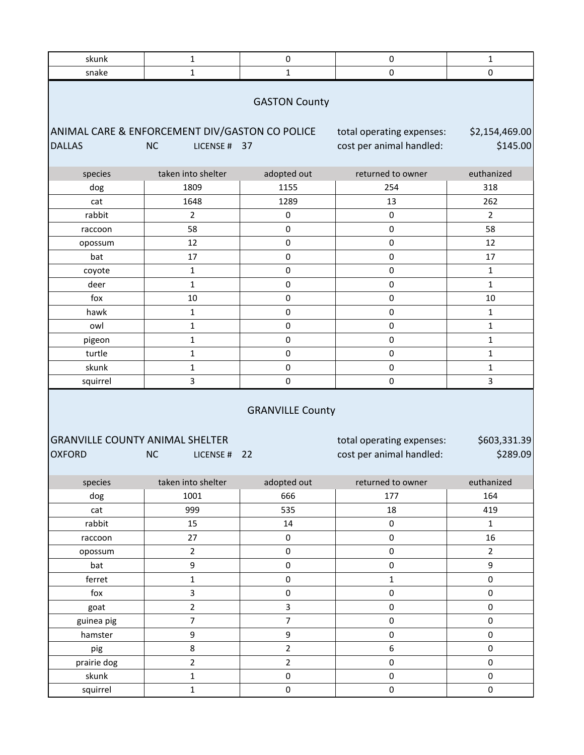| skunk | 1 | 0 | 0 | 1 |
|---|---|---|---|---|
| snake | 1 | 1 | 0 | 0 |

## GASTON County

ANIMAL CARE & ENFORCEMENT DIV/GASTON CO POLICE
DALLAS NC LICENSE # 37

total operating expenses: $2,154,469.00
cost per animal handled: $145.00

| species | taken into shelter | adopted out | returned to owner | euthanized |
|---|---|---|---|---|
| dog | 1809 | 1155 | 254 | 318 |
| cat | 1648 | 1289 | 13 | 262 |
| rabbit | 2 | 0 | 0 | 2 |
| raccoon | 58 | 0 | 0 | 58 |
| opossum | 12 | 0 | 0 | 12 |
| bat | 17 | 0 | 0 | 17 |
| coyote | 1 | 0 | 0 | 1 |
| deer | 1 | 0 | 0 | 1 |
| fox | 10 | 0 | 0 | 10 |
| hawk | 1 | 0 | 0 | 1 |
| owl | 1 | 0 | 0 | 1 |
| pigeon | 1 | 0 | 0 | 1 |
| turtle | 1 | 0 | 0 | 1 |
| skunk | 1 | 0 | 0 | 1 |
| squirrel | 3 | 0 | 0 | 3 |

## GRANVILLE County

GRANVILLE COUNTY ANIMAL SHELTER
OXFORD NC LICENSE # 22

total operating expenses: $603,331.39
cost per animal handled: $289.09

| species | taken into shelter | adopted out | returned to owner | euthanized |
|---|---|---|---|---|
| dog | 1001 | 666 | 177 | 164 |
| cat | 999 | 535 | 18 | 419 |
| rabbit | 15 | 14 | 0 | 1 |
| raccoon | 27 | 0 | 0 | 16 |
| opossum | 2 | 0 | 0 | 2 |
| bat | 9 | 0 | 0 | 9 |
| ferret | 1 | 0 | 1 | 0 |
| fox | 3 | 0 | 0 | 0 |
| goat | 2 | 3 | 0 | 0 |
| guinea pig | 7 | 7 | 0 | 0 |
| hamster | 9 | 9 | 0 | 0 |
| pig | 8 | 2 | 6 | 0 |
| prairie dog | 2 | 2 | 0 | 0 |
| skunk | 1 | 0 | 0 | 0 |
| squirrel | 1 | 0 | 0 | 0 |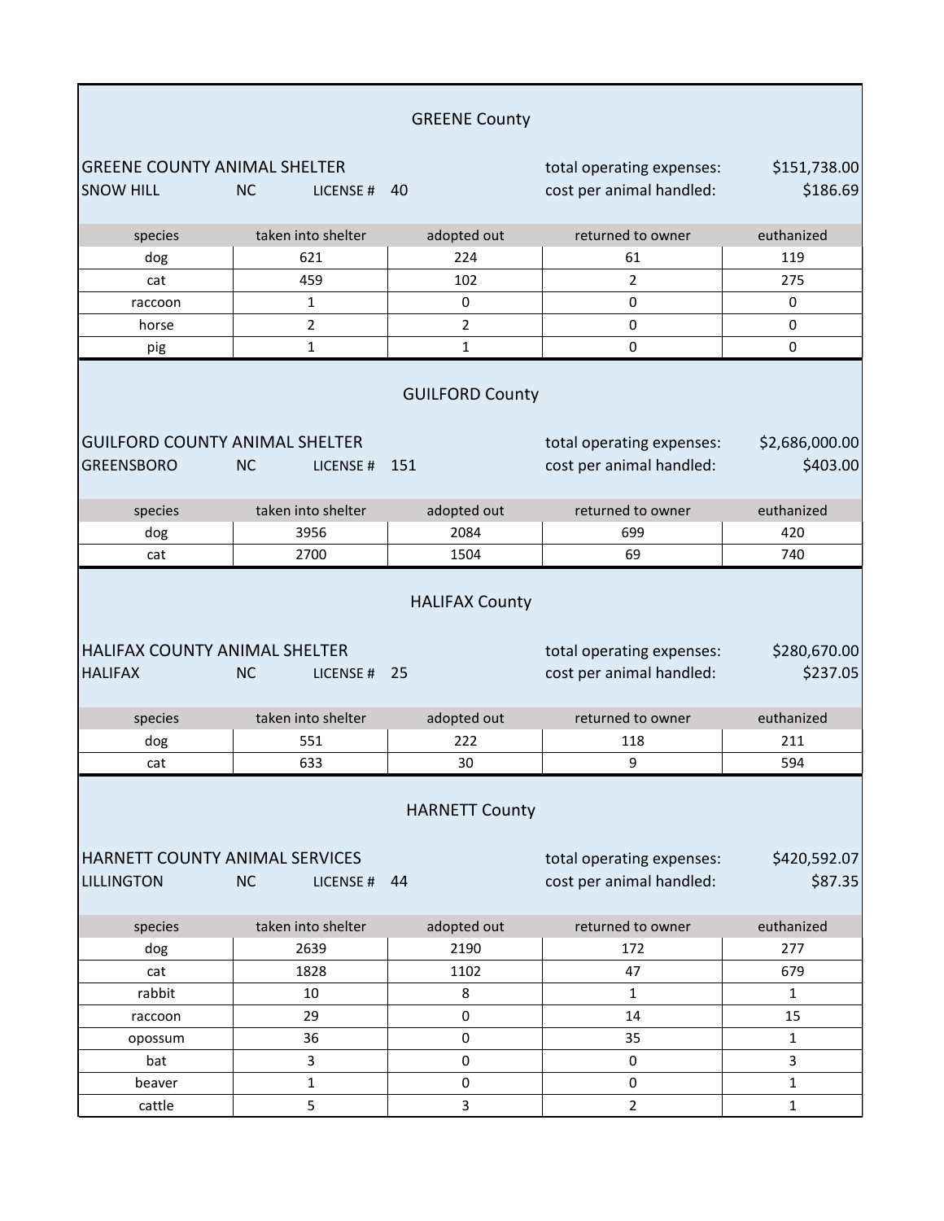## GREENE County

**GREENE COUNTY ANIMAL SHELTER**
SNOW HILL NC LICENSE # 40

total operating expenses: $151,738.00
cost per animal handled: $186.69

| species | taken into shelter | adopted out | returned to owner | euthanized |
|---|---|---|---|---|
| dog | 621 | 224 | 61 | 119 |
| cat | 459 | 102 | 2 | 275 |
| raccoon | 1 | 0 | 0 | 0 |
| horse | 2 | 2 | 0 | 0 |
| pig | 1 | 1 | 0 | 0 |

## GUILFORD County

**GUILFORD COUNTY ANIMAL SHELTER**
GREENSBORO NC LICENSE # 151

total operating expenses: $2,686,000.00
cost per animal handled: $403.00

| species | taken into shelter | adopted out | returned to owner | euthanized |
|---|---|---|---|---|
| dog | 3956 | 2084 | 699 | 420 |
| cat | 2700 | 1504 | 69 | 740 |

## HALIFAX County

**HALIFAX COUNTY ANIMAL SHELTER**
HALIFAX NC LICENSE # 25

total operating expenses: $280,670.00
cost per animal handled: $237.05

| species | taken into shelter | adopted out | returned to owner | euthanized |
|---|---|---|---|---|
| dog | 551 | 222 | 118 | 211 |
| cat | 633 | 30 | 9 | 594 |

## HARNETT County

**HARNETT COUNTY ANIMAL SERVICES**
LILLINGTON NC LICENSE # 44

total operating expenses: $420,592.07
cost per animal handled: $87.35

| species | taken into shelter | adopted out | returned to owner | euthanized |
|---|---|---|---|---|
| dog | 2639 | 2190 | 172 | 277 |
| cat | 1828 | 1102 | 47 | 679 |
| rabbit | 10 | 8 | 1 | 1 |
| raccoon | 29 | 0 | 14 | 15 |
| opossum | 36 | 0 | 35 | 1 |
| bat | 3 | 0 | 0 | 3 |
| beaver | 1 | 0 | 0 | 1 |
| cattle | 5 | 3 | 2 | 1 |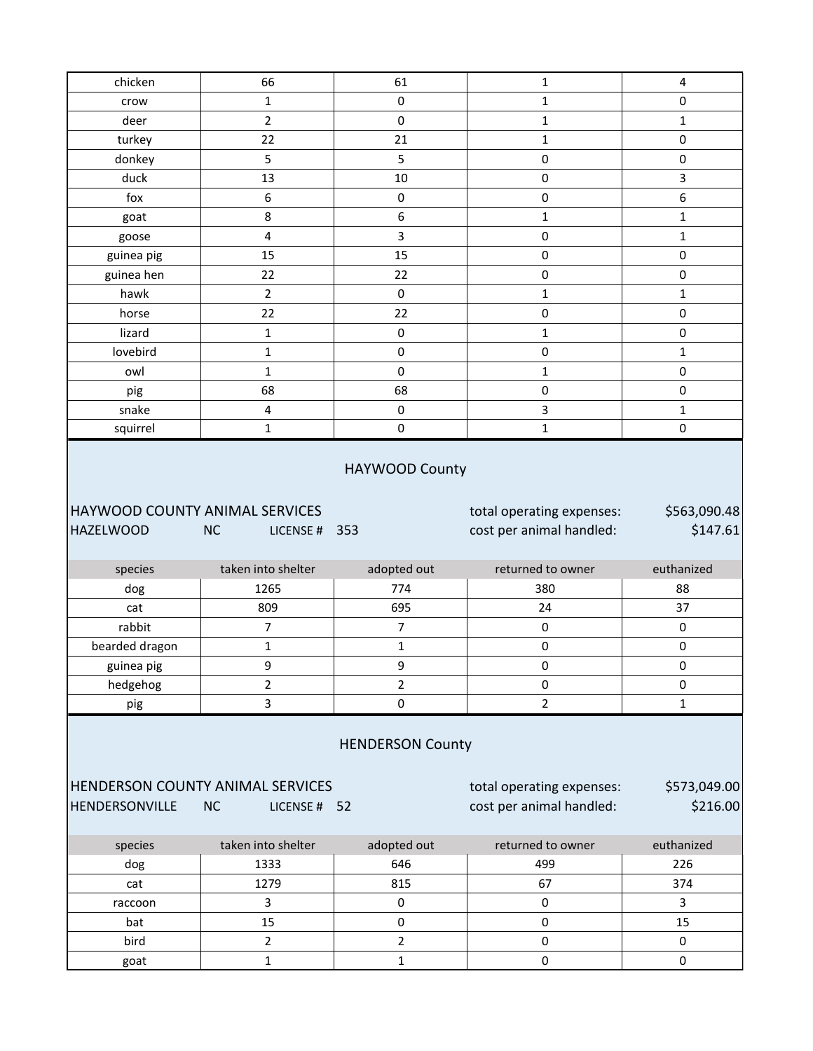| species | taken into shelter | adopted out | returned to owner | euthanized |
|---|---|---|---|---|
| chicken | 66 | 61 | 1 | 4 |
| crow | 1 | 0 | 1 | 0 |
| deer | 2 | 0 | 1 | 1 |
| turkey | 22 | 21 | 1 | 0 |
| donkey | 5 | 5 | 0 | 0 |
| duck | 13 | 10 | 0 | 3 |
| fox | 6 | 0 | 0 | 6 |
| goat | 8 | 6 | 1 | 1 |
| goose | 4 | 3 | 0 | 1 |
| guinea pig | 15 | 15 | 0 | 0 |
| guinea hen | 22 | 22 | 0 | 0 |
| hawk | 2 | 0 | 1 | 1 |
| horse | 22 | 22 | 0 | 0 |
| lizard | 1 | 0 | 1 | 0 |
| lovebird | 1 | 0 | 0 | 1 |
| owl | 1 | 0 | 1 | 0 |
| pig | 68 | 68 | 0 | 0 |
| snake | 4 | 0 | 3 | 1 |
| squirrel | 1 | 0 | 1 | 0 |

## HAYWOOD County

HAYWOOD COUNTY ANIMAL SERVICES — total operating expenses: $563,090.48
HAZELWOOD NC LICENSE # 353 — cost per animal handled: $147.61

| species | taken into shelter | adopted out | returned to owner | euthanized |
|---|---|---|---|---|
| dog | 1265 | 774 | 380 | 88 |
| cat | 809 | 695 | 24 | 37 |
| rabbit | 7 | 7 | 0 | 0 |
| bearded dragon | 1 | 1 | 0 | 0 |
| guinea pig | 9 | 9 | 0 | 0 |
| hedgehog | 2 | 2 | 0 | 0 |
| pig | 3 | 0 | 2 | 1 |

## HENDERSON County

HENDERSON COUNTY ANIMAL SERVICES — total operating expenses: $573,049.00
HENDERSONVILLE NC LICENSE # 52 — cost per animal handled: $216.00

| species | taken into shelter | adopted out | returned to owner | euthanized |
|---|---|---|---|---|
| dog | 1333 | 646 | 499 | 226 |
| cat | 1279 | 815 | 67 | 374 |
| raccoon | 3 | 0 | 0 | 3 |
| bat | 15 | 0 | 0 | 15 |
| bird | 2 | 2 | 0 | 0 |
| goat | 1 | 1 | 0 | 0 |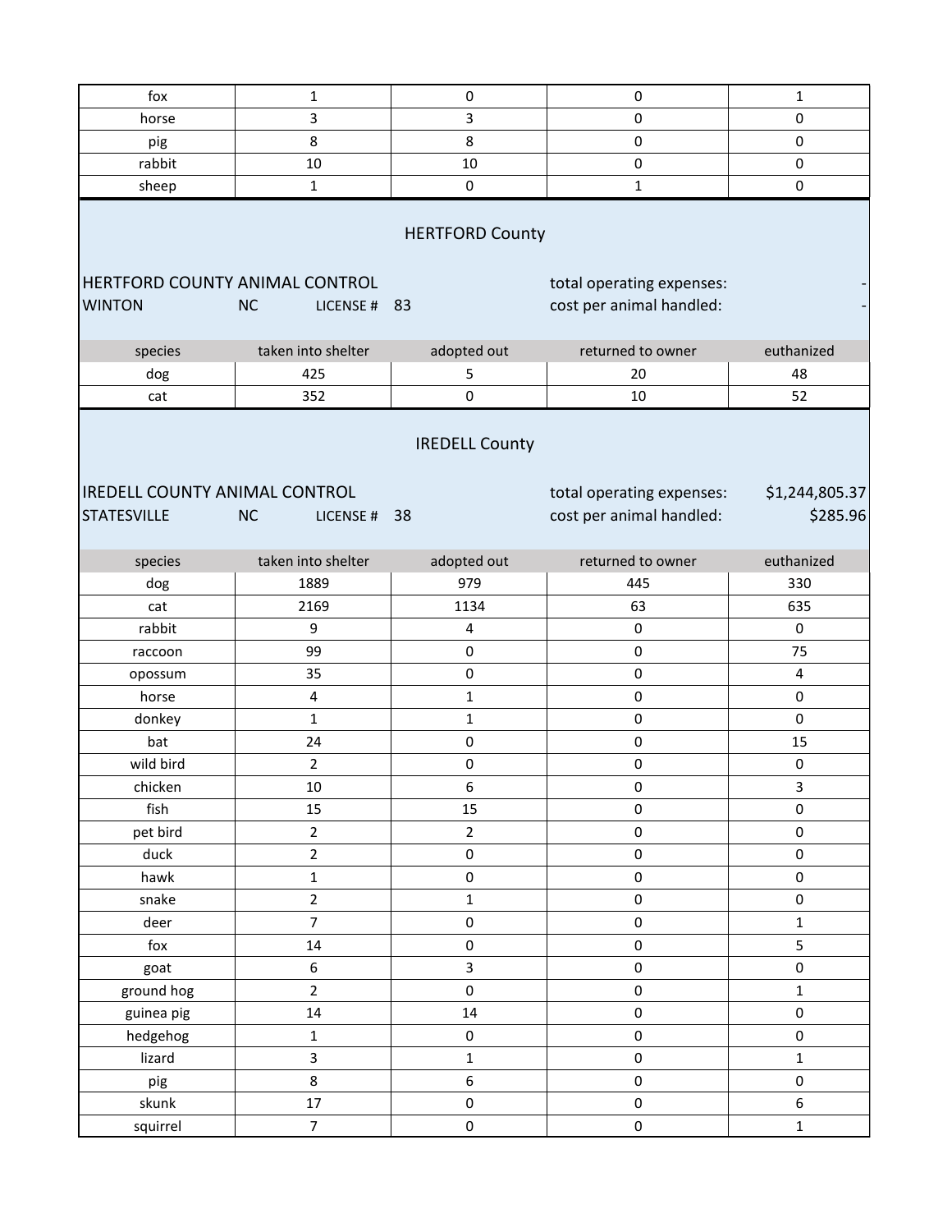| fox | 1 | 0 | 0 | 1 |
|---|---|---|---|---|
| horse | 3 | 3 | 0 | 0 |
| pig | 8 | 8 | 0 | 0 |
| rabbit | 10 | 10 | 0 | 0 |
| sheep | 1 | 0 | 1 | 0 |

## HERTFORD County

HERTFORD COUNTY ANIMAL CONTROL
WINTON NC LICENSE # 83

total operating expenses: -
cost per animal handled: -

| species | taken into shelter | adopted out | returned to owner | euthanized |
|---|---|---|---|---|
| dog | 425 | 5 | 20 | 48 |
| cat | 352 | 0 | 10 | 52 |

## IREDELL County

IREDELL COUNTY ANIMAL CONTROL
STATESVILLE NC LICENSE # 38

total operating expenses: $1,244,805.37
cost per animal handled: $285.96

| species | taken into shelter | adopted out | returned to owner | euthanized |
|---|---|---|---|---|
| dog | 1889 | 979 | 445 | 330 |
| cat | 2169 | 1134 | 63 | 635 |
| rabbit | 9 | 4 | 0 | 0 |
| raccoon | 99 | 0 | 0 | 75 |
| opossum | 35 | 0 | 0 | 4 |
| horse | 4 | 1 | 0 | 0 |
| donkey | 1 | 1 | 0 | 0 |
| bat | 24 | 0 | 0 | 15 |
| wild bird | 2 | 0 | 0 | 0 |
| chicken | 10 | 6 | 0 | 3 |
| fish | 15 | 15 | 0 | 0 |
| pet bird | 2 | 2 | 0 | 0 |
| duck | 2 | 0 | 0 | 0 |
| hawk | 1 | 0 | 0 | 0 |
| snake | 2 | 1 | 0 | 0 |
| deer | 7 | 0 | 0 | 1 |
| fox | 14 | 0 | 0 | 5 |
| goat | 6 | 3 | 0 | 0 |
| ground hog | 2 | 0 | 0 | 1 |
| guinea pig | 14 | 14 | 0 | 0 |
| hedgehog | 1 | 0 | 0 | 0 |
| lizard | 3 | 1 | 0 | 1 |
| pig | 8 | 6 | 0 | 0 |
| skunk | 17 | 0 | 0 | 6 |
| squirrel | 7 | 0 | 0 | 1 |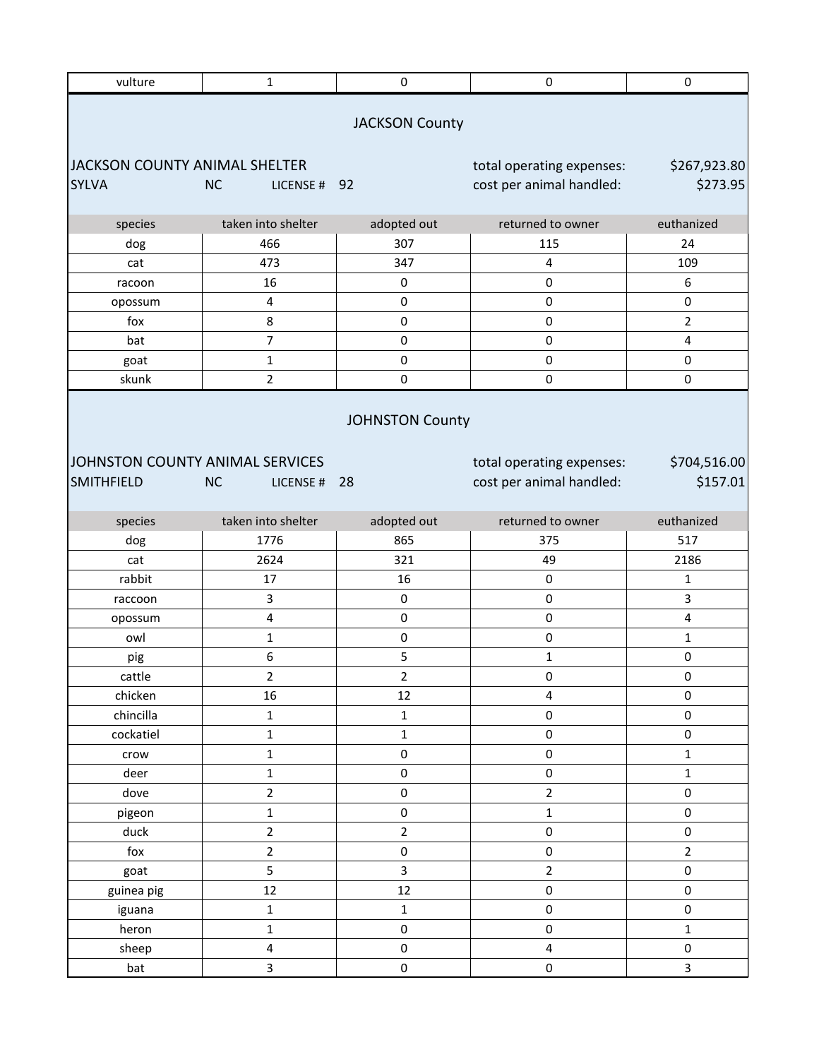| vulture | 1 | 0 | 0 | 0 |
|---|---|---|---|---|

## JACKSON County

JACKSON COUNTY ANIMAL SHELTER — total operating expenses: $267,923.80

SYLVA NC LICENSE # 92 — cost per animal handled: $273.95

| species | taken into shelter | adopted out | returned to owner | euthanized |
|---|---|---|---|---|
| dog | 466 | 307 | 115 | 24 |
| cat | 473 | 347 | 4 | 109 |
| racoon | 16 | 0 | 0 | 6 |
| opossum | 4 | 0 | 0 | 0 |
| fox | 8 | 0 | 0 | 2 |
| bat | 7 | 0 | 0 | 4 |
| goat | 1 | 0 | 0 | 0 |
| skunk | 2 | 0 | 0 | 0 |

## JOHNSTON County

JOHNSTON COUNTY ANIMAL SERVICES — total operating expenses: $704,516.00

SMITHFIELD NC LICENSE # 28 — cost per animal handled: $157.01

| species | taken into shelter | adopted out | returned to owner | euthanized |
|---|---|---|---|---|
| dog | 1776 | 865 | 375 | 517 |
| cat | 2624 | 321 | 49 | 2186 |
| rabbit | 17 | 16 | 0 | 1 |
| raccoon | 3 | 0 | 0 | 3 |
| opossum | 4 | 0 | 0 | 4 |
| owl | 1 | 0 | 0 | 1 |
| pig | 6 | 5 | 1 | 0 |
| cattle | 2 | 2 | 0 | 0 |
| chicken | 16 | 12 | 4 | 0 |
| chincilla | 1 | 1 | 0 | 0 |
| cockatiel | 1 | 1 | 0 | 0 |
| crow | 1 | 0 | 0 | 1 |
| deer | 1 | 0 | 0 | 1 |
| dove | 2 | 0 | 2 | 0 |
| pigeon | 1 | 0 | 1 | 0 |
| duck | 2 | 2 | 0 | 0 |
| fox | 2 | 0 | 0 | 2 |
| goat | 5 | 3 | 2 | 0 |
| guinea pig | 12 | 12 | 0 | 0 |
| iguana | 1 | 1 | 0 | 0 |
| heron | 1 | 0 | 0 | 1 |
| sheep | 4 | 0 | 4 | 0 |
| bat | 3 | 0 | 0 | 3 |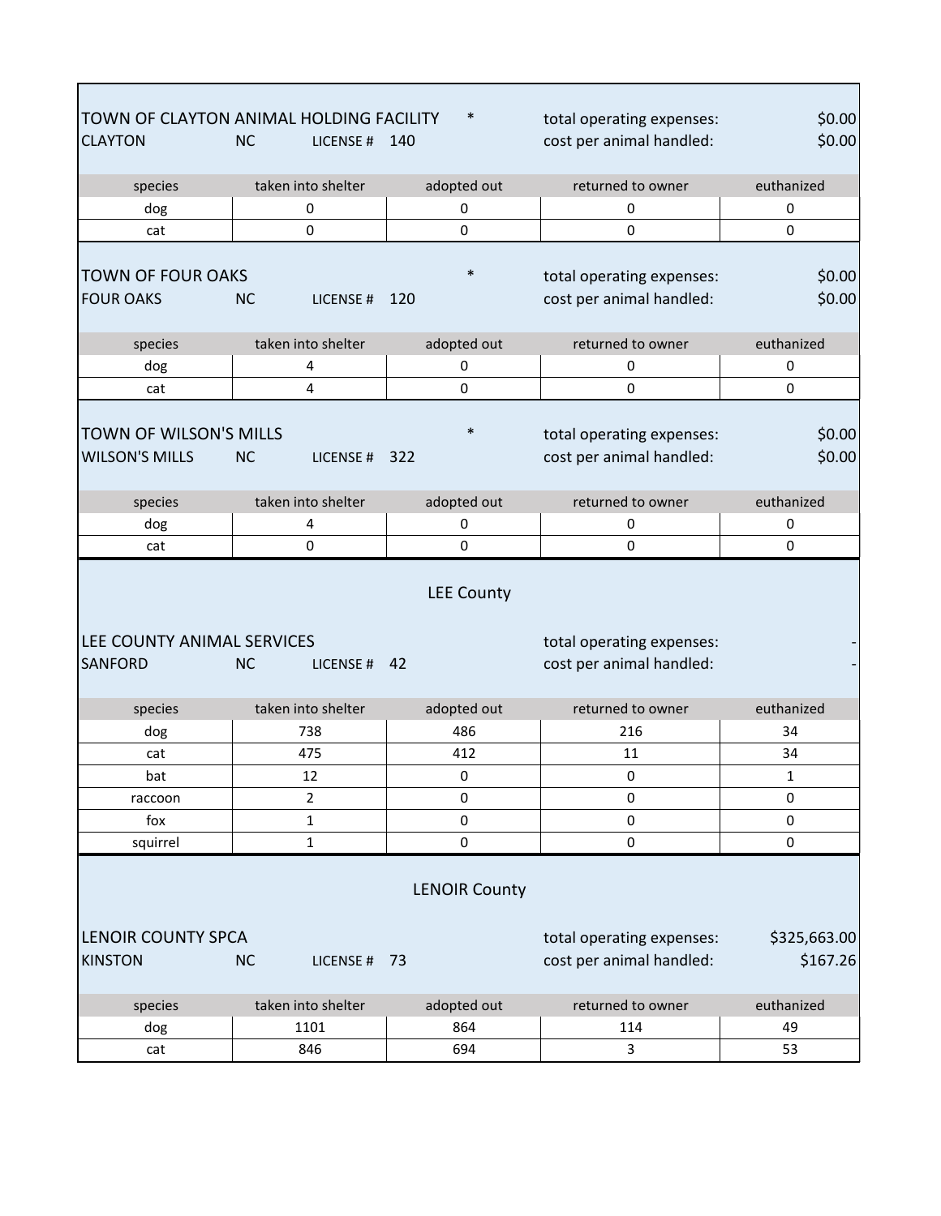TOWN OF CLAYTON ANIMAL HOLDING FACILITY *

CLAYTON NC LICENSE # 140

total operating expenses: $0.00

cost per animal handled: $0.00

| species | taken into shelter | adopted out | returned to owner | euthanized |
|---|---|---|---|---|
| dog | 0 | 0 | 0 | 0 |
| cat | 0 | 0 | 0 | 0 |

TOWN OF FOUR OAKS *

FOUR OAKS NC LICENSE # 120

total operating expenses: $0.00

cost per animal handled: $0.00

| species | taken into shelter | adopted out | returned to owner | euthanized |
|---|---|---|---|---|
| dog | 4 | 0 | 0 | 0 |
| cat | 4 | 0 | 0 | 0 |

TOWN OF WILSON'S MILLS *

WILSON'S MILLS NC LICENSE # 322

total operating expenses: $0.00

cost per animal handled: $0.00

| species | taken into shelter | adopted out | returned to owner | euthanized |
|---|---|---|---|---|
| dog | 4 | 0 | 0 | 0 |
| cat | 0 | 0 | 0 | 0 |

## LEE County

LEE COUNTY ANIMAL SERVICES

SANFORD NC LICENSE # 42

total operating expenses: -

cost per animal handled: -

| species | taken into shelter | adopted out | returned to owner | euthanized |
|---|---|---|---|---|
| dog | 738 | 486 | 216 | 34 |
| cat | 475 | 412 | 11 | 34 |
| bat | 12 | 0 | 0 | 1 |
| raccoon | 2 | 0 | 0 | 0 |
| fox | 1 | 0 | 0 | 0 |
| squirrel | 1 | 0 | 0 | 0 |

## LENOIR County

LENOIR COUNTY SPCA

KINSTON NC LICENSE # 73

total operating expenses: $325,663.00

cost per animal handled: $167.26

| species | taken into shelter | adopted out | returned to owner | euthanized |
|---|---|---|---|---|
| dog | 1101 | 864 | 114 | 49 |
| cat | 846 | 694 | 3 | 53 |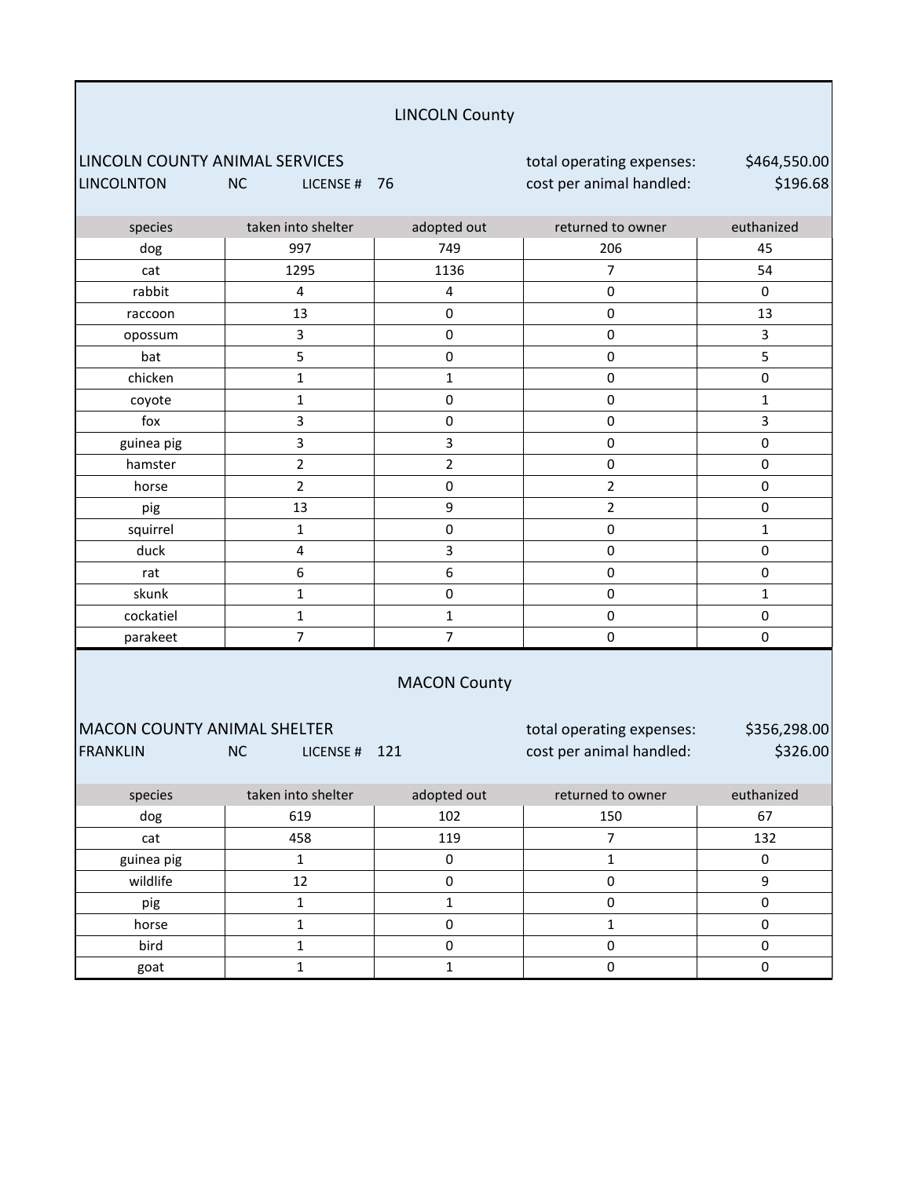## LINCOLN County

LINCOLN COUNTY ANIMAL SERVICES
LINCOLNTON NC LICENSE # 76

total operating expenses: $464,550.00
cost per animal handled: $196.68

| species | taken into shelter | adopted out | returned to owner | euthanized |
|---|---|---|---|---|
| dog | 997 | 749 | 206 | 45 |
| cat | 1295 | 1136 | 7 | 54 |
| rabbit | 4 | 4 | 0 | 0 |
| raccoon | 13 | 0 | 0 | 13 |
| opossum | 3 | 0 | 0 | 3 |
| bat | 5 | 0 | 0 | 5 |
| chicken | 1 | 1 | 0 | 0 |
| coyote | 1 | 0 | 0 | 1 |
| fox | 3 | 0 | 0 | 3 |
| guinea pig | 3 | 3 | 0 | 0 |
| hamster | 2 | 2 | 0 | 0 |
| horse | 2 | 0 | 2 | 0 |
| pig | 13 | 9 | 2 | 0 |
| squirrel | 1 | 0 | 0 | 1 |
| duck | 4 | 3 | 0 | 0 |
| rat | 6 | 6 | 0 | 0 |
| skunk | 1 | 0 | 0 | 1 |
| cockatiel | 1 | 1 | 0 | 0 |
| parakeet | 7 | 7 | 0 | 0 |

## MACON County

MACON COUNTY ANIMAL SHELTER
FRANKLIN NC LICENSE # 121

total operating expenses: $356,298.00
cost per animal handled: $326.00

| species | taken into shelter | adopted out | returned to owner | euthanized |
|---|---|---|---|---|
| dog | 619 | 102 | 150 | 67 |
| cat | 458 | 119 | 7 | 132 |
| guinea pig | 1 | 0 | 1 | 0 |
| wildlife | 12 | 0 | 0 | 9 |
| pig | 1 | 1 | 0 | 0 |
| horse | 1 | 0 | 1 | 0 |
| bird | 1 | 0 | 0 | 0 |
| goat | 1 | 1 | 0 | 0 |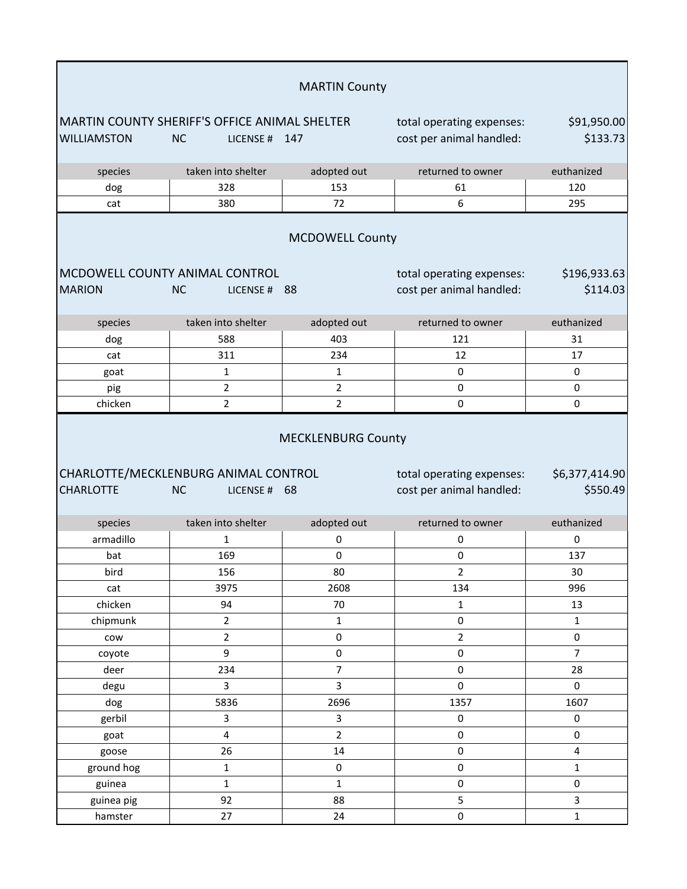## MARTIN County

MARTIN COUNTY SHERIFF'S OFFICE ANIMAL SHELTER
WILLIAMSTON NC LICENSE # 147

total operating expenses: $91,950.00
cost per animal handled: $133.73

| species | taken into shelter | adopted out | returned to owner | euthanized |
|---|---|---|---|---|
| dog | 328 | 153 | 61 | 120 |
| cat | 380 | 72 | 6 | 295 |

## MCDOWELL County

MCDOWELL COUNTY ANIMAL CONTROL
MARION NC LICENSE # 88

total operating expenses: $196,933.63
cost per animal handled: $114.03

| species | taken into shelter | adopted out | returned to owner | euthanized |
|---|---|---|---|---|
| dog | 588 | 403 | 121 | 31 |
| cat | 311 | 234 | 12 | 17 |
| goat | 1 | 1 | 0 | 0 |
| pig | 2 | 2 | 0 | 0 |
| chicken | 2 | 2 | 0 | 0 |

## MECKLENBURG County

CHARLOTTE/MECKLENBURG ANIMAL CONTROL
CHARLOTTE NC LICENSE # 68

total operating expenses: $6,377,414.90
cost per animal handled: $550.49

| species | taken into shelter | adopted out | returned to owner | euthanized |
|---|---|---|---|---|
| armadillo | 1 | 0 | 0 | 0 |
| bat | 169 | 0 | 0 | 137 |
| bird | 156 | 80 | 2 | 30 |
| cat | 3975 | 2608 | 134 | 996 |
| chicken | 94 | 70 | 1 | 13 |
| chipmunk | 2 | 1 | 0 | 1 |
| cow | 2 | 0 | 2 | 0 |
| coyote | 9 | 0 | 0 | 7 |
| deer | 234 | 7 | 0 | 28 |
| degu | 3 | 3 | 0 | 0 |
| dog | 5836 | 2696 | 1357 | 1607 |
| gerbil | 3 | 3 | 0 | 0 |
| goat | 4 | 2 | 0 | 0 |
| goose | 26 | 14 | 0 | 4 |
| ground hog | 1 | 0 | 0 | 1 |
| guinea | 1 | 1 | 0 | 0 |
| guinea pig | 92 | 88 | 5 | 3 |
| hamster | 27 | 24 | 0 | 1 |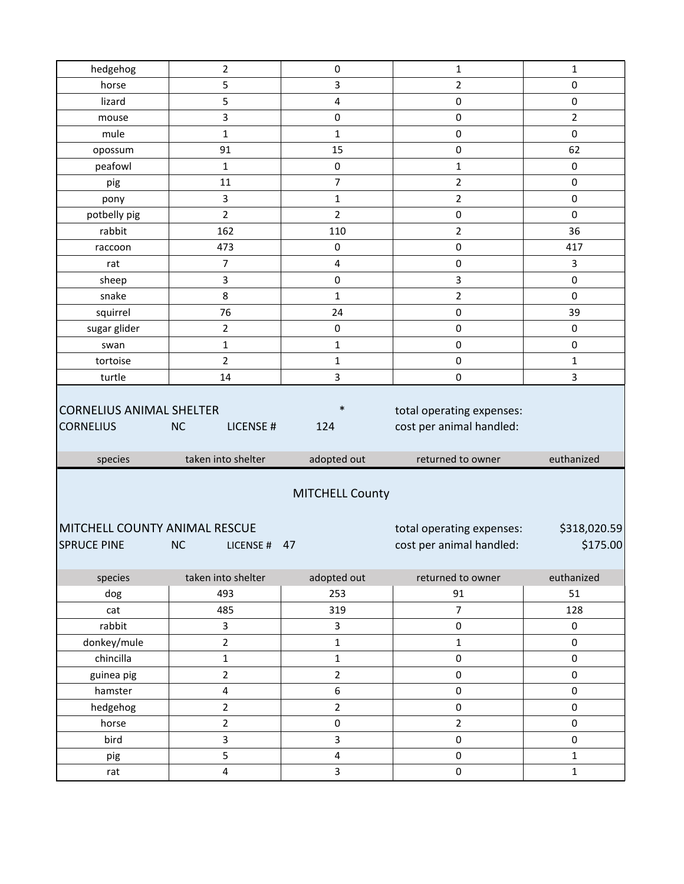| | | | | |
|---|---|---|---|---|
| hedgehog | 2 | 0 | 1 | 1 |
| horse | 5 | 3 | 2 | 0 |
| lizard | 5 | 4 | 0 | 0 |
| mouse | 3 | 0 | 0 | 2 |
| mule | 1 | 1 | 0 | 0 |
| opossum | 91 | 15 | 0 | 62 |
| peafowl | 1 | 0 | 1 | 0 |
| pig | 11 | 7 | 2 | 0 |
| pony | 3 | 1 | 2 | 0 |
| potbelly pig | 2 | 2 | 0 | 0 |
| rabbit | 162 | 110 | 2 | 36 |
| raccoon | 473 | 0 | 0 | 417 |
| rat | 7 | 4 | 0 | 3 |
| sheep | 3 | 0 | 3 | 0 |
| snake | 8 | 1 | 2 | 0 |
| squirrel | 76 | 24 | 0 | 39 |
| sugar glider | 2 | 0 | 0 | 0 |
| swan | 1 | 1 | 0 | 0 |
| tortoise | 2 | 1 | 0 | 1 |
| turtle | 14 | 3 | 0 | 3 |

CORNELIUS ANIMAL SHELTER * total operating expenses:
CORNELIUS NC LICENSE # 124 cost per animal handled:

| species | taken into shelter | adopted out | returned to owner | euthanized |
|---|---|---|---|---|

## MITCHELL County

MITCHELL COUNTY ANIMAL RESCUE total operating expenses: $318,020.59
SPRUCE PINE NC LICENSE # 47 cost per animal handled: $175.00

| species | taken into shelter | adopted out | returned to owner | euthanized |
|---|---|---|---|---|
| dog | 493 | 253 | 91 | 51 |
| cat | 485 | 319 | 7 | 128 |
| rabbit | 3 | 3 | 0 | 0 |
| donkey/mule | 2 | 1 | 1 | 0 |
| chincilla | 1 | 1 | 0 | 0 |
| guinea pig | 2 | 2 | 0 | 0 |
| hamster | 4 | 6 | 0 | 0 |
| hedgehog | 2 | 2 | 0 | 0 |
| horse | 2 | 0 | 2 | 0 |
| bird | 3 | 3 | 0 | 0 |
| pig | 5 | 4 | 0 | 1 |
| rat | 4 | 3 | 0 | 1 |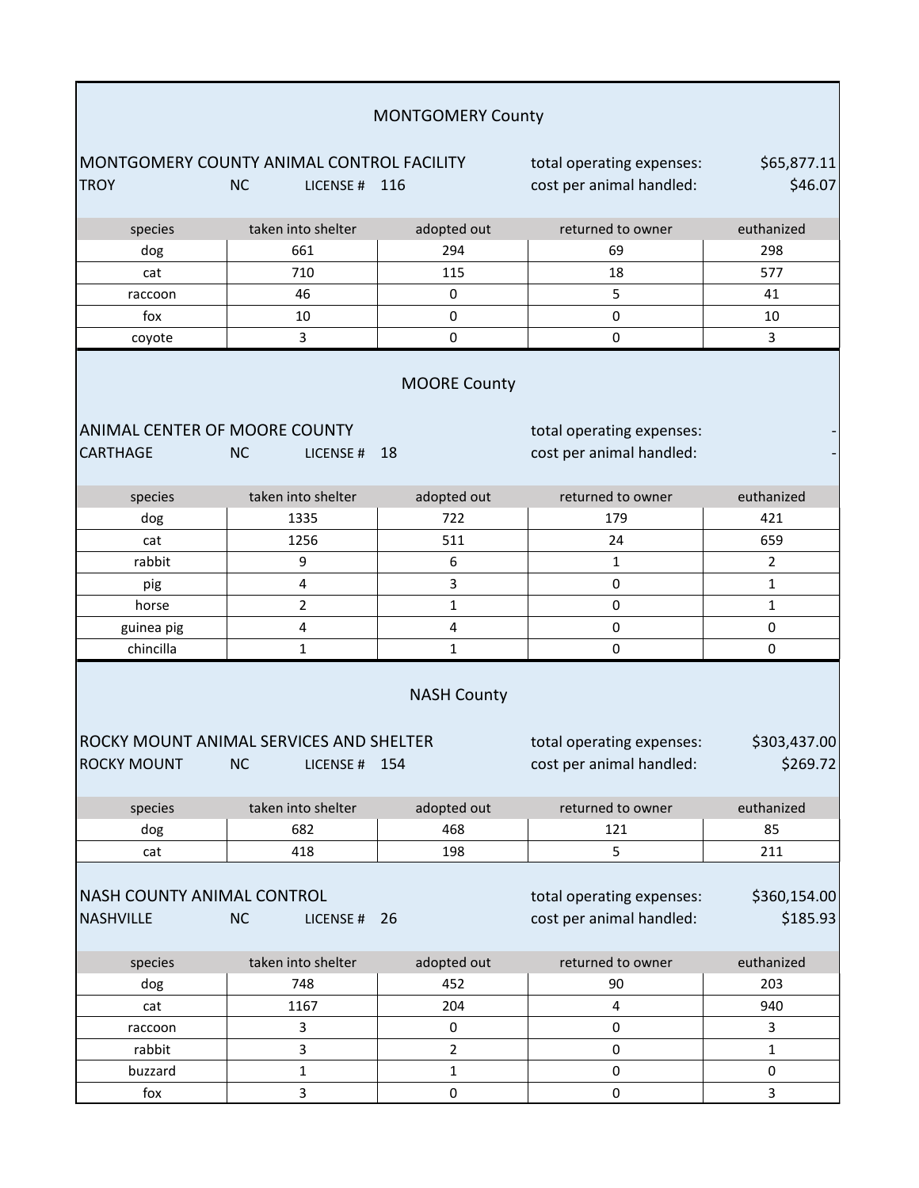## MONTGOMERY County

**MONTGOMERY COUNTY ANIMAL CONTROL FACILITY**
TROY NC LICENSE # 116

total operating expenses: $65,877.11
cost per animal handled: $46.07

| species | taken into shelter | adopted out | returned to owner | euthanized |
|---|---|---|---|---|
| dog | 661 | 294 | 69 | 298 |
| cat | 710 | 115 | 18 | 577 |
| raccoon | 46 | 0 | 5 | 41 |
| fox | 10 | 0 | 0 | 10 |
| coyote | 3 | 0 | 0 | 3 |

## MOORE County

**ANIMAL CENTER OF MOORE COUNTY**
CARTHAGE NC LICENSE # 18

total operating expenses: -
cost per animal handled: -

| species | taken into shelter | adopted out | returned to owner | euthanized |
|---|---|---|---|---|
| dog | 1335 | 722 | 179 | 421 |
| cat | 1256 | 511 | 24 | 659 |
| rabbit | 9 | 6 | 1 | 2 |
| pig | 4 | 3 | 0 | 1 |
| horse | 2 | 1 | 0 | 1 |
| guinea pig | 4 | 4 | 0 | 0 |
| chincilla | 1 | 1 | 0 | 0 |

## NASH County

**ROCKY MOUNT ANIMAL SERVICES AND SHELTER**
ROCKY MOUNT NC LICENSE # 154

total operating expenses: $303,437.00
cost per animal handled: $269.72

| species | taken into shelter | adopted out | returned to owner | euthanized |
|---|---|---|---|---|
| dog | 682 | 468 | 121 | 85 |
| cat | 418 | 198 | 5 | 211 |

**NASH COUNTY ANIMAL CONTROL**
NASHVILLE NC LICENSE # 26

total operating expenses: $360,154.00
cost per animal handled: $185.93

| species | taken into shelter | adopted out | returned to owner | euthanized |
|---|---|---|---|---|
| dog | 748 | 452 | 90 | 203 |
| cat | 1167 | 204 | 4 | 940 |
| raccoon | 3 | 0 | 0 | 3 |
| rabbit | 3 | 2 | 0 | 1 |
| buzzard | 1 | 1 | 0 | 0 |
| fox | 3 | 0 | 0 | 3 |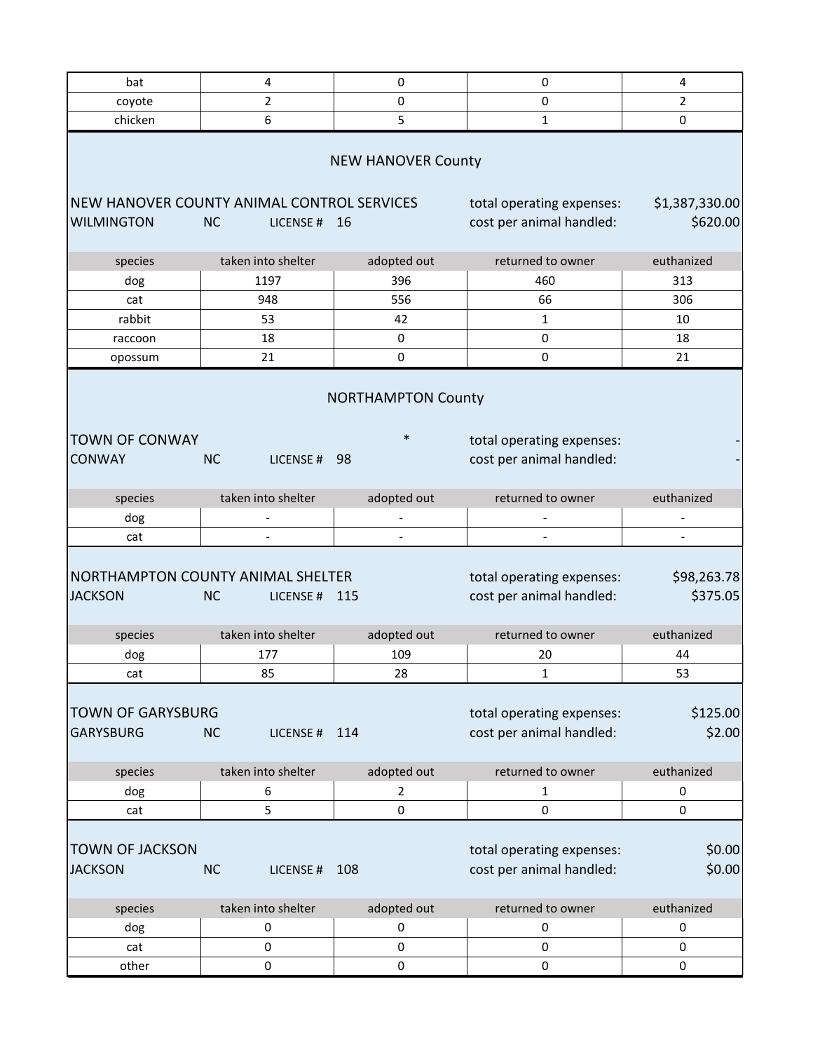| bat | 4 | 0 | 0 | 4 |
|---|---|---|---|---|
| coyote | 2 | 0 | 0 | 2 |
| chicken | 6 | 5 | 1 | 0 |

## NEW HANOVER County

**NEW HANOVER COUNTY ANIMAL CONTROL SERVICES**
WILMINGTON NC LICENSE # 16

total operating expenses: $1,387,330.00
cost per animal handled: $620.00

| species | taken into shelter | adopted out | returned to owner | euthanized |
|---|---|---|---|---|
| dog | 1197 | 396 | 460 | 313 |
| cat | 948 | 556 | 66 | 306 |
| rabbit | 53 | 42 | 1 | 10 |
| raccoon | 18 | 0 | 0 | 18 |
| opossum | 21 | 0 | 0 | 21 |

## NORTHAMPTON County

**TOWN OF CONWAY** *
CONWAY NC LICENSE # 98

total operating expenses: -
cost per animal handled: -

| species | taken into shelter | adopted out | returned to owner | euthanized |
|---|---|---|---|---|
| dog | - | - | - | - |
| cat | - | - | - | - |

**NORTHAMPTON COUNTY ANIMAL SHELTER**
JACKSON NC LICENSE # 115

total operating expenses: $98,263.78
cost per animal handled: $375.05

| species | taken into shelter | adopted out | returned to owner | euthanized |
|---|---|---|---|---|
| dog | 177 | 109 | 20 | 44 |
| cat | 85 | 28 | 1 | 53 |

**TOWN OF GARYSBURG**
GARYSBURG NC LICENSE # 114

total operating expenses: $125.00
cost per animal handled: $2.00

| species | taken into shelter | adopted out | returned to owner | euthanized |
|---|---|---|---|---|
| dog | 6 | 2 | 1 | 0 |
| cat | 5 | 0 | 0 | 0 |

**TOWN OF JACKSON**
JACKSON NC LICENSE # 108

total operating expenses: $0.00
cost per animal handled: $0.00

| species | taken into shelter | adopted out | returned to owner | euthanized |
|---|---|---|---|---|
| dog | 0 | 0 | 0 | 0 |
| cat | 0 | 0 | 0 | 0 |
| other | 0 | 0 | 0 | 0 |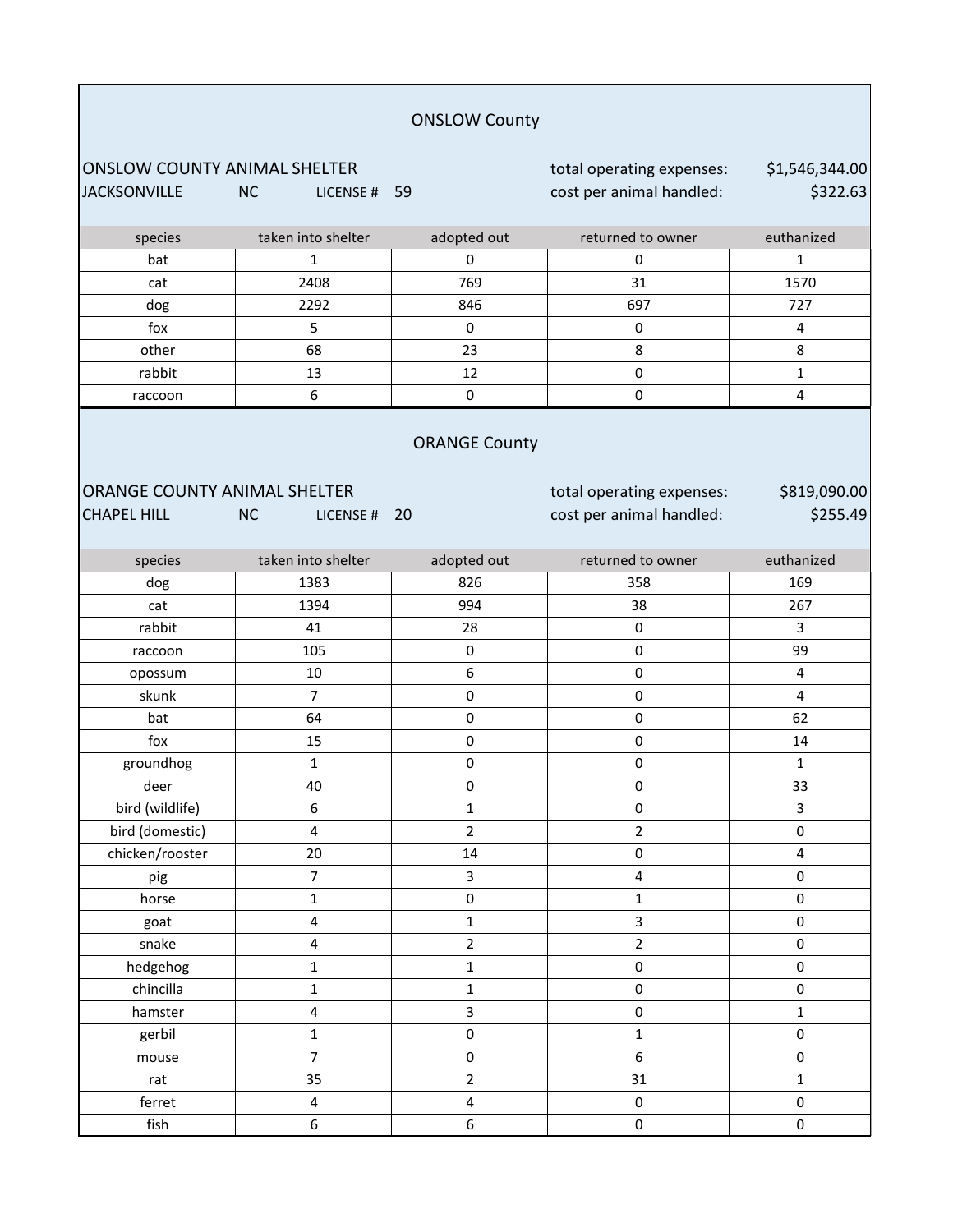## ONSLOW County

ONSLOW COUNTY ANIMAL SHELTER

JACKSONVILLE NC LICENSE # 59

total operating expenses: $1,546,344.00

cost per animal handled: $322.63

| species | taken into shelter | adopted out | returned to owner | euthanized |
|---|---|---|---|---|
| bat | 1 | 0 | 0 | 1 |
| cat | 2408 | 769 | 31 | 1570 |
| dog | 2292 | 846 | 697 | 727 |
| fox | 5 | 0 | 0 | 4 |
| other | 68 | 23 | 8 | 8 |
| rabbit | 13 | 12 | 0 | 1 |
| raccoon | 6 | 0 | 0 | 4 |

## ORANGE County

ORANGE COUNTY ANIMAL SHELTER

CHAPEL HILL NC LICENSE # 20

total operating expenses: $819,090.00

cost per animal handled: $255.49

| species | taken into shelter | adopted out | returned to owner | euthanized |
|---|---|---|---|---|
| dog | 1383 | 826 | 358 | 169 |
| cat | 1394 | 994 | 38 | 267 |
| rabbit | 41 | 28 | 0 | 3 |
| raccoon | 105 | 0 | 0 | 99 |
| opossum | 10 | 6 | 0 | 4 |
| skunk | 7 | 0 | 0 | 4 |
| bat | 64 | 0 | 0 | 62 |
| fox | 15 | 0 | 0 | 14 |
| groundhog | 1 | 0 | 0 | 1 |
| deer | 40 | 0 | 0 | 33 |
| bird (wildlife) | 6 | 1 | 0 | 3 |
| bird (domestic) | 4 | 2 | 2 | 0 |
| chicken/rooster | 20 | 14 | 0 | 4 |
| pig | 7 | 3 | 4 | 0 |
| horse | 1 | 0 | 1 | 0 |
| goat | 4 | 1 | 3 | 0 |
| snake | 4 | 2 | 2 | 0 |
| hedgehog | 1 | 1 | 0 | 0 |
| chincilla | 1 | 1 | 0 | 0 |
| hamster | 4 | 3 | 0 | 1 |
| gerbil | 1 | 0 | 1 | 0 |
| mouse | 7 | 0 | 6 | 0 |
| rat | 35 | 2 | 31 | 1 |
| ferret | 4 | 4 | 0 | 0 |
| fish | 6 | 6 | 0 | 0 |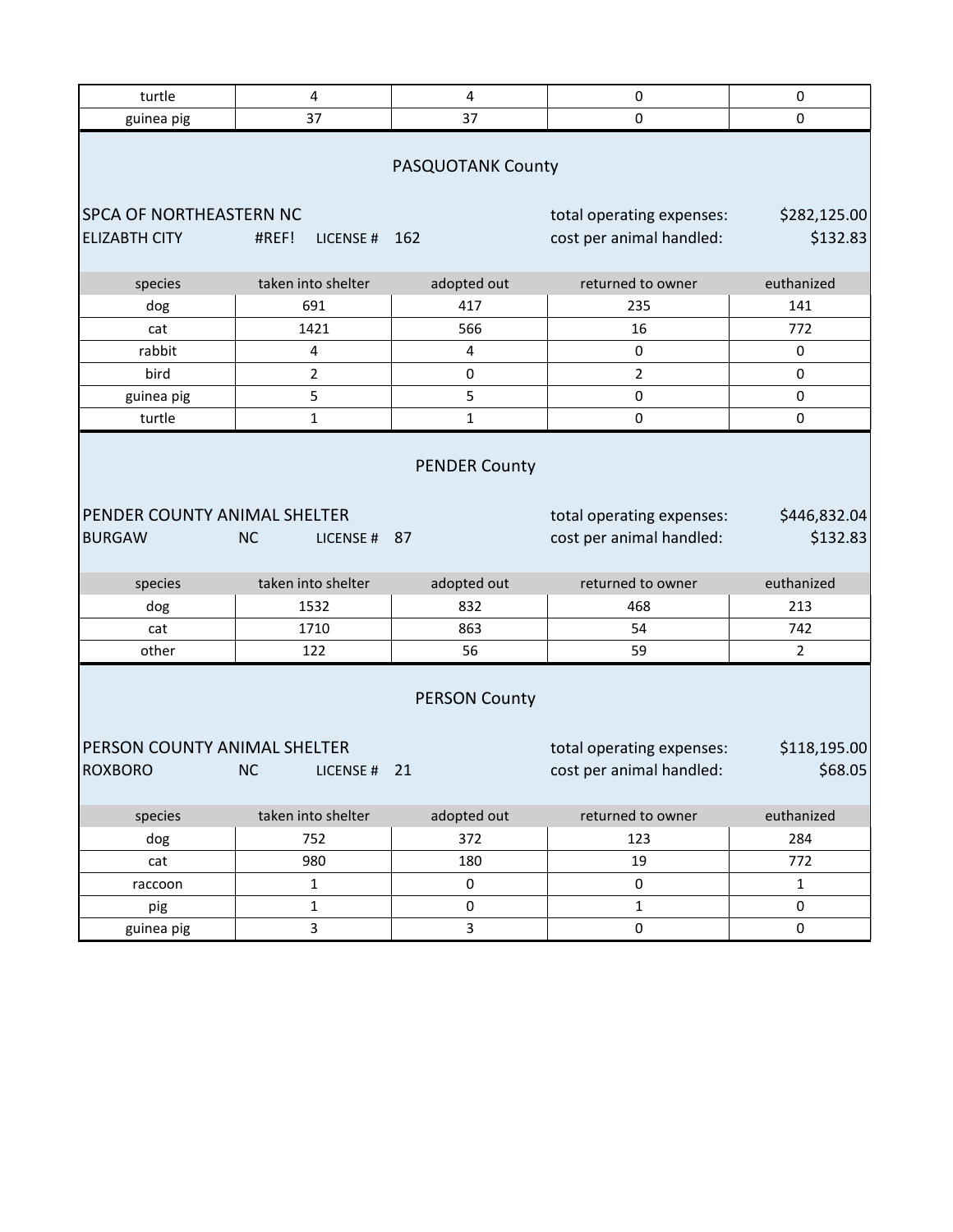| turtle | 4 | 4 | 0 | 0 |
|---|---|---|---|---|
| guinea pig | 37 | 37 | 0 | 0 |

## PASQUOTANK County

SPCA OF NORTHEASTERN NC — total operating expenses: $282,125.00

ELIZABTH CITY #REF! LICENSE # 162 — cost per animal handled: $132.83

| species | taken into shelter | adopted out | returned to owner | euthanized |
|---|---|---|---|---|
| dog | 691 | 417 | 235 | 141 |
| cat | 1421 | 566 | 16 | 772 |
| rabbit | 4 | 4 | 0 | 0 |
| bird | 2 | 0 | 2 | 0 |
| guinea pig | 5 | 5 | 0 | 0 |
| turtle | 1 | 1 | 0 | 0 |

## PENDER County

PENDER COUNTY ANIMAL SHELTER — total operating expenses: $446,832.04

BURGAW NC LICENSE # 87 — cost per animal handled: $132.83

| species | taken into shelter | adopted out | returned to owner | euthanized |
|---|---|---|---|---|
| dog | 1532 | 832 | 468 | 213 |
| cat | 1710 | 863 | 54 | 742 |
| other | 122 | 56 | 59 | 2 |

## PERSON County

PERSON COUNTY ANIMAL SHELTER — total operating expenses: $118,195.00

ROXBORO NC LICENSE # 21 — cost per animal handled: $68.05

| species | taken into shelter | adopted out | returned to owner | euthanized |
|---|---|---|---|---|
| dog | 752 | 372 | 123 | 284 |
| cat | 980 | 180 | 19 | 772 |
| raccoon | 1 | 0 | 0 | 1 |
| pig | 1 | 0 | 1 | 0 |
| guinea pig | 3 | 3 | 0 | 0 |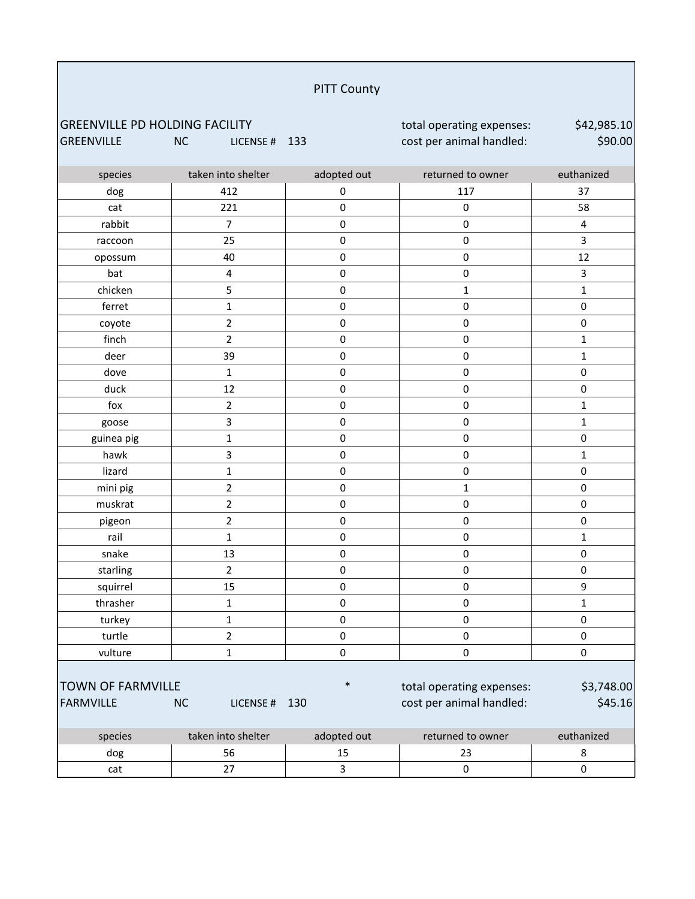# PITT County

## GREENVILLE PD HOLDING FACILITY

GREENVILLE NC LICENSE # 133

total operating expenses: $42,985.10
cost per animal handled: $90.00

| species | taken into shelter | adopted out | returned to owner | euthanized |
|---|---|---|---|---|
| dog | 412 | 0 | 117 | 37 |
| cat | 221 | 0 | 0 | 58 |
| rabbit | 7 | 0 | 0 | 4 |
| raccoon | 25 | 0 | 0 | 3 |
| opossum | 40 | 0 | 0 | 12 |
| bat | 4 | 0 | 0 | 3 |
| chicken | 5 | 0 | 1 | 1 |
| ferret | 1 | 0 | 0 | 0 |
| coyote | 2 | 0 | 0 | 0 |
| finch | 2 | 0 | 0 | 1 |
| deer | 39 | 0 | 0 | 1 |
| dove | 1 | 0 | 0 | 0 |
| duck | 12 | 0 | 0 | 0 |
| fox | 2 | 0 | 0 | 1 |
| goose | 3 | 0 | 0 | 1 |
| guinea pig | 1 | 0 | 0 | 0 |
| hawk | 3 | 0 | 0 | 1 |
| lizard | 1 | 0 | 0 | 0 |
| mini pig | 2 | 0 | 1 | 0 |
| muskrat | 2 | 0 | 0 | 0 |
| pigeon | 2 | 0 | 0 | 0 |
| rail | 1 | 0 | 0 | 1 |
| snake | 13 | 0 | 0 | 0 |
| starling | 2 | 0 | 0 | 0 |
| squirrel | 15 | 0 | 0 | 9 |
| thrasher | 1 | 0 | 0 | 1 |
| turkey | 1 | 0 | 0 | 0 |
| turtle | 2 | 0 | 0 | 0 |
| vulture | 1 | 0 | 0 | 0 |

## TOWN OF FARMVILLE *

FARMVILLE NC LICENSE # 130

total operating expenses: $3,748.00
cost per animal handled: $45.16

| species | taken into shelter | adopted out | returned to owner | euthanized |
|---|---|---|---|---|
| dog | 56 | 15 | 23 | 8 |
| cat | 27 | 3 | 0 | 0 |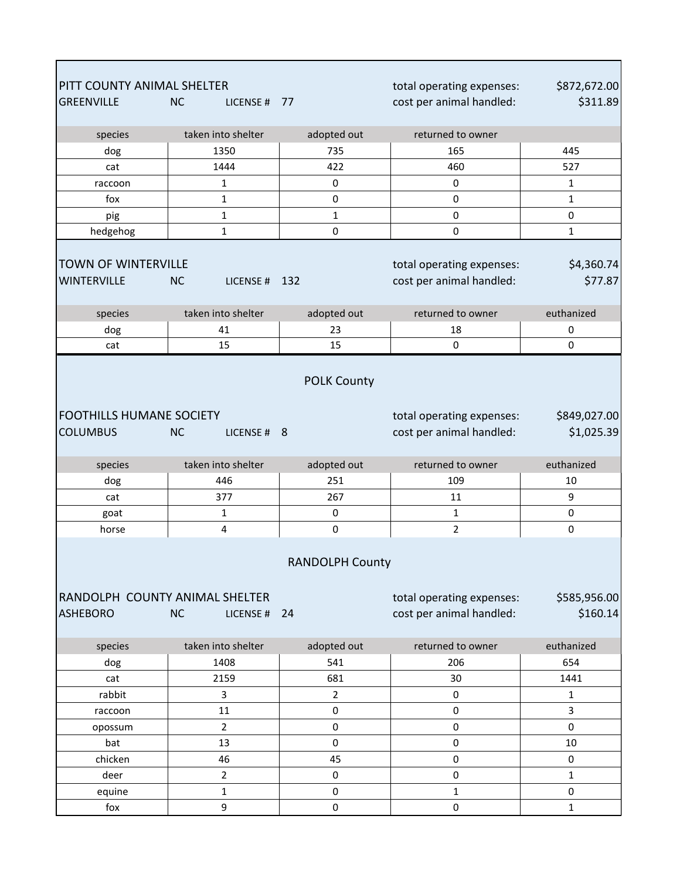## PITT COUNTY ANIMAL SHELTER

GREENVILLE NC LICENSE # 77

total operating expenses: $872,672.00
cost per animal handled: $311.89

| species | taken into shelter | adopted out | returned to owner | |
|---|---|---|---|---|
| dog | 1350 | 735 | 165 | 445 |
| cat | 1444 | 422 | 460 | 527 |
| raccoon | 1 | 0 | 0 | 1 |
| fox | 1 | 0 | 0 | 1 |
| pig | 1 | 1 | 0 | 0 |
| hedgehog | 1 | 0 | 0 | 1 |

## TOWN OF WINTERVILLE

WINTERVILLE NC LICENSE # 132

total operating expenses: $4,360.74
cost per animal handled: $77.87

| species | taken into shelter | adopted out | returned to owner | euthanized |
|---|---|---|---|---|
| dog | 41 | 23 | 18 | 0 |
| cat | 15 | 15 | 0 | 0 |

# POLK County

## FOOTHILLS HUMANE SOCIETY

COLUMBUS NC LICENSE # 8

total operating expenses: $849,027.00
cost per animal handled: $1,025.39

| species | taken into shelter | adopted out | returned to owner | euthanized |
|---|---|---|---|---|
| dog | 446 | 251 | 109 | 10 |
| cat | 377 | 267 | 11 | 9 |
| goat | 1 | 0 | 1 | 0 |
| horse | 4 | 0 | 2 | 0 |

# RANDOLPH County

## RANDOLPH COUNTY ANIMAL SHELTER

ASHEBORO NC LICENSE # 24

total operating expenses: $585,956.00
cost per animal handled: $160.14

| species | taken into shelter | adopted out | returned to owner | euthanized |
|---|---|---|---|---|
| dog | 1408 | 541 | 206 | 654 |
| cat | 2159 | 681 | 30 | 1441 |
| rabbit | 3 | 2 | 0 | 1 |
| raccoon | 11 | 0 | 0 | 3 |
| opossum | 2 | 0 | 0 | 0 |
| bat | 13 | 0 | 0 | 10 |
| chicken | 46 | 45 | 0 | 0 |
| deer | 2 | 0 | 0 | 1 |
| equine | 1 | 0 | 1 | 0 |
| fox | 9 | 0 | 0 | 1 |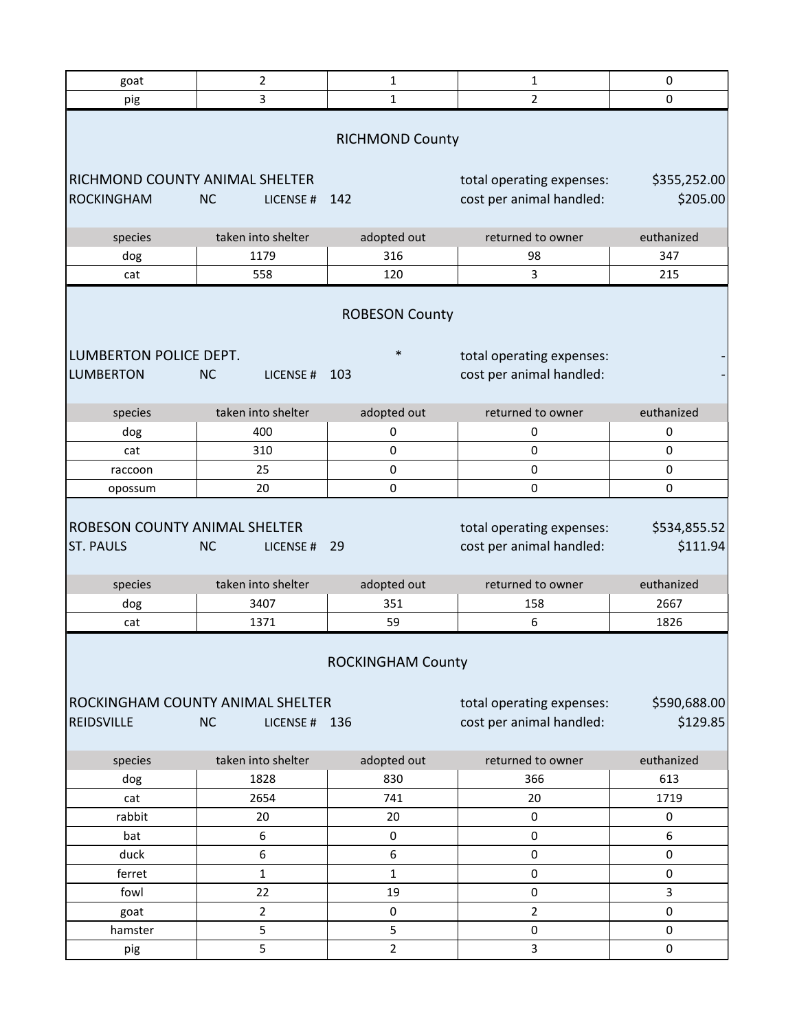| goat | 2 | 1 | 1 | 0 |
|---|---|---|---|---|
| pig | 3 | 1 | 2 | 0 |

## RICHMOND County

RICHMOND COUNTY ANIMAL SHELTER — total operating expenses: $355,252.00
ROCKINGHAM NC LICENSE # 142 — cost per animal handled: $205.00

| species | taken into shelter | adopted out | returned to owner | euthanized |
|---|---|---|---|---|
| dog | 1179 | 316 | 98 | 347 |
| cat | 558 | 120 | 3 | 215 |

## ROBESON County

LUMBERTON POLICE DEPT. * — total operating expenses: -
LUMBERTON NC LICENSE # 103 — cost per animal handled: -

| species | taken into shelter | adopted out | returned to owner | euthanized |
|---|---|---|---|---|
| dog | 400 | 0 | 0 | 0 |
| cat | 310 | 0 | 0 | 0 |
| raccoon | 25 | 0 | 0 | 0 |
| opossum | 20 | 0 | 0 | 0 |

ROBESON COUNTY ANIMAL SHELTER — total operating expenses: $534,855.52
ST. PAULS NC LICENSE # 29 — cost per animal handled: $111.94

| species | taken into shelter | adopted out | returned to owner | euthanized |
|---|---|---|---|---|
| dog | 3407 | 351 | 158 | 2667 |
| cat | 1371 | 59 | 6 | 1826 |

## ROCKINGHAM County

ROCKINGHAM COUNTY ANIMAL SHELTER — total operating expenses: $590,688.00
REIDSVILLE NC LICENSE # 136 — cost per animal handled: $129.85

| species | taken into shelter | adopted out | returned to owner | euthanized |
|---|---|---|---|---|
| dog | 1828 | 830 | 366 | 613 |
| cat | 2654 | 741 | 20 | 1719 |
| rabbit | 20 | 20 | 0 | 0 |
| bat | 6 | 0 | 0 | 6 |
| duck | 6 | 6 | 0 | 0 |
| ferret | 1 | 1 | 0 | 0 |
| fowl | 22 | 19 | 0 | 3 |
| goat | 2 | 0 | 2 | 0 |
| hamster | 5 | 5 | 0 | 0 |
| pig | 5 | 2 | 3 | 0 |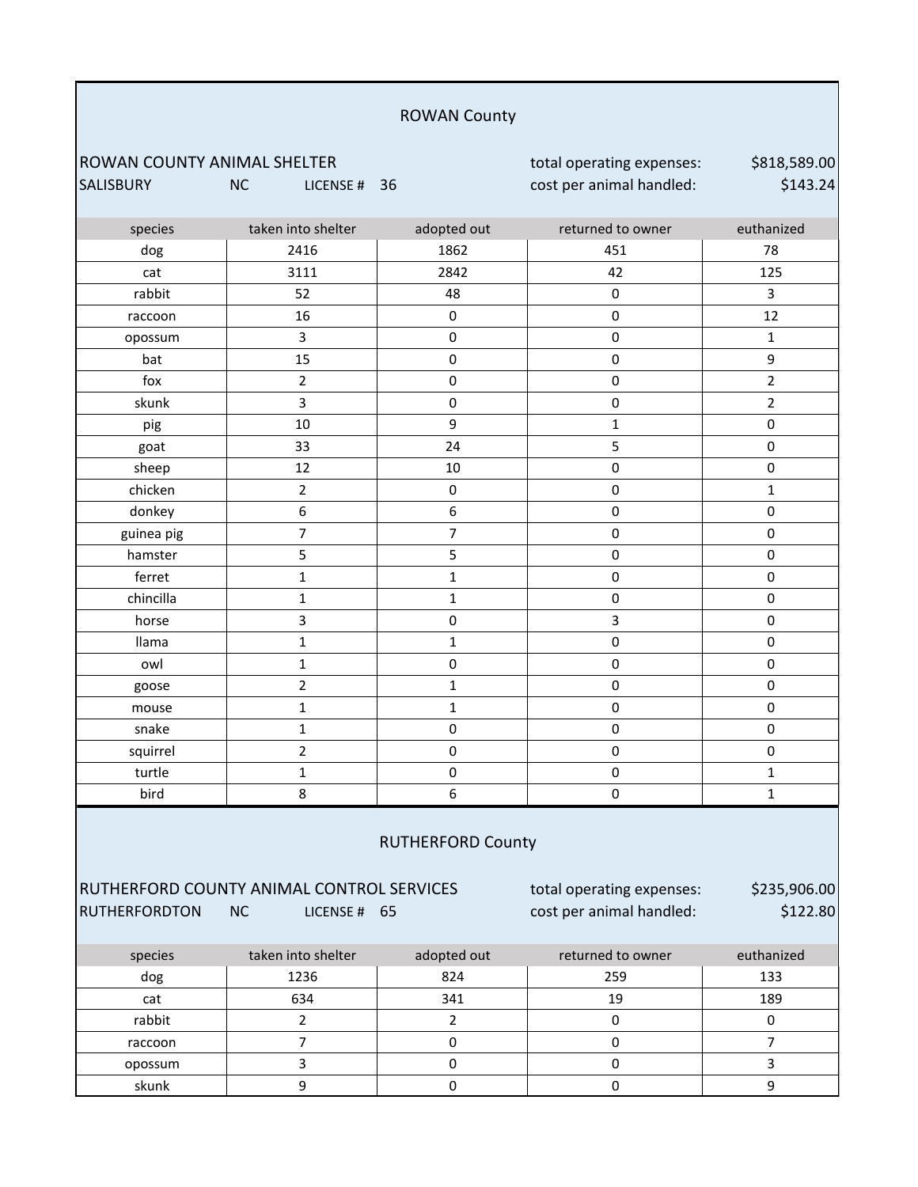## ROWAN County

ROWAN COUNTY ANIMAL SHELTER — total operating expenses: $818,589.00

SALISBURY NC LICENSE # 36 — cost per animal handled: $143.24

| species | taken into shelter | adopted out | returned to owner | euthanized |
|---|---|---|---|---|
| dog | 2416 | 1862 | 451 | 78 |
| cat | 3111 | 2842 | 42 | 125 |
| rabbit | 52 | 48 | 0 | 3 |
| raccoon | 16 | 0 | 0 | 12 |
| opossum | 3 | 0 | 0 | 1 |
| bat | 15 | 0 | 0 | 9 |
| fox | 2 | 0 | 0 | 2 |
| skunk | 3 | 0 | 0 | 2 |
| pig | 10 | 9 | 1 | 0 |
| goat | 33 | 24 | 5 | 0 |
| sheep | 12 | 10 | 0 | 0 |
| chicken | 2 | 0 | 0 | 1 |
| donkey | 6 | 6 | 0 | 0 |
| guinea pig | 7 | 7 | 0 | 0 |
| hamster | 5 | 5 | 0 | 0 |
| ferret | 1 | 1 | 0 | 0 |
| chincilla | 1 | 1 | 0 | 0 |
| horse | 3 | 0 | 3 | 0 |
| llama | 1 | 1 | 0 | 0 |
| owl | 1 | 0 | 0 | 0 |
| goose | 2 | 1 | 0 | 0 |
| mouse | 1 | 1 | 0 | 0 |
| snake | 1 | 0 | 0 | 0 |
| squirrel | 2 | 0 | 0 | 0 |
| turtle | 1 | 0 | 0 | 1 |
| bird | 8 | 6 | 0 | 1 |

## RUTHERFORD County

RUTHERFORD COUNTY ANIMAL CONTROL SERVICES — total operating expenses: $235,906.00

RUTHERFORDTON NC LICENSE # 65 — cost per animal handled: $122.80

| species | taken into shelter | adopted out | returned to owner | euthanized |
|---|---|---|---|---|
| dog | 1236 | 824 | 259 | 133 |
| cat | 634 | 341 | 19 | 189 |
| rabbit | 2 | 2 | 0 | 0 |
| raccoon | 7 | 0 | 0 | 7 |
| opossum | 3 | 0 | 0 | 3 |
| skunk | 9 | 0 | 0 | 9 |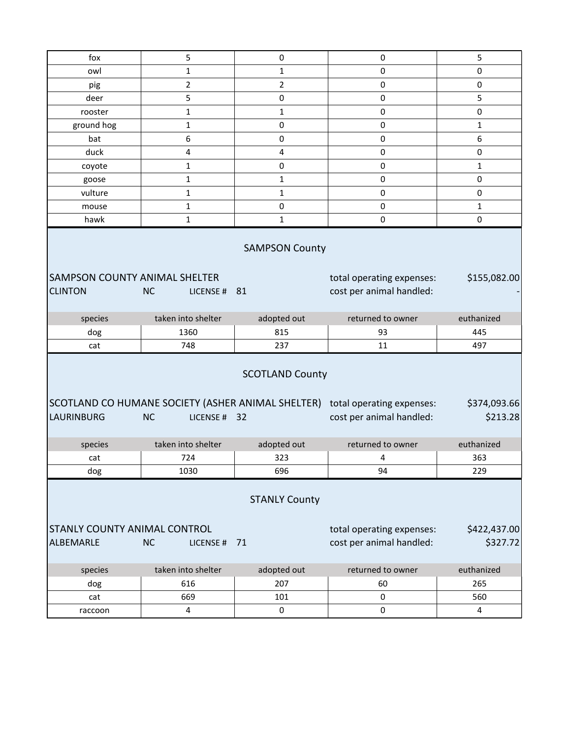| fox | 5 | 0 | 0 | 5 |
|---|---|---|---|---|
| owl | 1 | 1 | 0 | 0 |
| pig | 2 | 2 | 0 | 0 |
| deer | 5 | 0 | 0 | 5 |
| rooster | 1 | 1 | 0 | 0 |
| ground hog | 1 | 0 | 0 | 1 |
| bat | 6 | 0 | 0 | 6 |
| duck | 4 | 4 | 0 | 0 |
| coyote | 1 | 0 | 0 | 1 |
| goose | 1 | 1 | 0 | 0 |
| vulture | 1 | 1 | 0 | 0 |
| mouse | 1 | 0 | 0 | 1 |
| hawk | 1 | 1 | 0 | 0 |

## SAMPSON County

SAMPSON COUNTY ANIMAL SHELTER
CLINTON NC LICENSE # 81

total operating expenses: $155,082.00
cost per animal handled: -

| species | taken into shelter | adopted out | returned to owner | euthanized |
|---|---|---|---|---|
| dog | 1360 | 815 | 93 | 445 |
| cat | 748 | 237 | 11 | 497 |

## SCOTLAND County

SCOTLAND CO HUMANE SOCIETY (ASHER ANIMAL SHELTER)
LAURINBURG NC LICENSE # 32

total operating expenses: $374,093.66
cost per animal handled: $213.28

| species | taken into shelter | adopted out | returned to owner | euthanized |
|---|---|---|---|---|
| cat | 724 | 323 | 4 | 363 |
| dog | 1030 | 696 | 94 | 229 |

## STANLY County

STANLY COUNTY ANIMAL CONTROL
ALBEMARLE NC LICENSE # 71

total operating expenses: $422,437.00
cost per animal handled: $327.72

| species | taken into shelter | adopted out | returned to owner | euthanized |
|---|---|---|---|---|
| dog | 616 | 207 | 60 | 265 |
| cat | 669 | 101 | 0 | 560 |
| raccoon | 4 | 0 | 0 | 4 |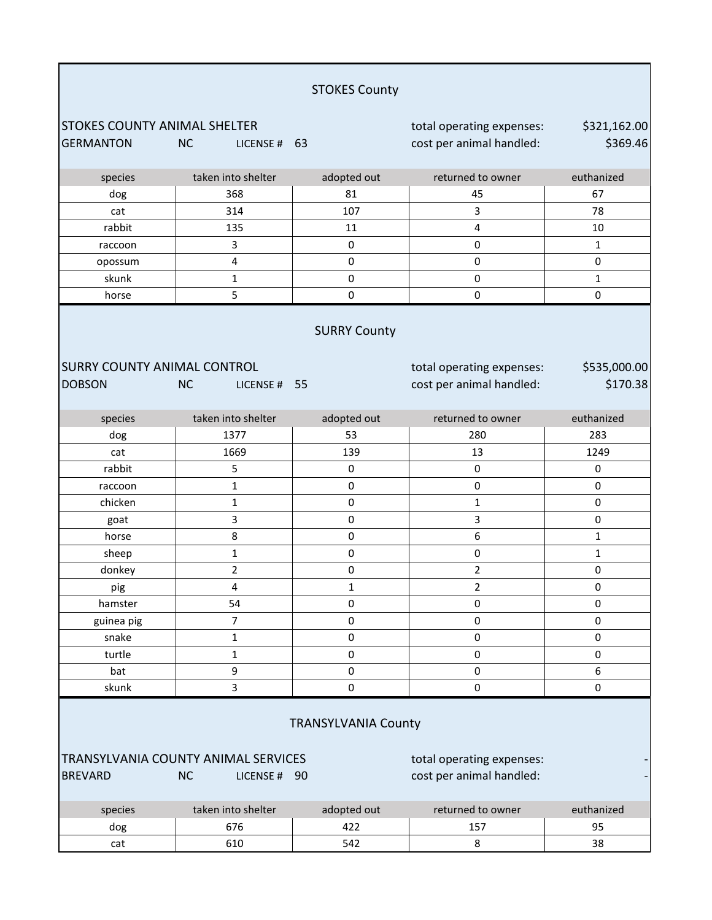## STOKES County

STOKES COUNTY ANIMAL SHELTER

GERMANTON NC LICENSE # 63

total operating expenses: $321,162.00

cost per animal handled: $369.46

| species | taken into shelter | adopted out | returned to owner | euthanized |
|---|---|---|---|---|
| dog | 368 | 81 | 45 | 67 |
| cat | 314 | 107 | 3 | 78 |
| rabbit | 135 | 11 | 4 | 10 |
| raccoon | 3 | 0 | 0 | 1 |
| opossum | 4 | 0 | 0 | 0 |
| skunk | 1 | 0 | 0 | 1 |
| horse | 5 | 0 | 0 | 0 |

## SURRY County

SURRY COUNTY ANIMAL CONTROL

DOBSON NC LICENSE # 55

total operating expenses: $535,000.00

cost per animal handled: $170.38

| species | taken into shelter | adopted out | returned to owner | euthanized |
|---|---|---|---|---|
| dog | 1377 | 53 | 280 | 283 |
| cat | 1669 | 139 | 13 | 1249 |
| rabbit | 5 | 0 | 0 | 0 |
| raccoon | 1 | 0 | 0 | 0 |
| chicken | 1 | 0 | 1 | 0 |
| goat | 3 | 0 | 3 | 0 |
| horse | 8 | 0 | 6 | 1 |
| sheep | 1 | 0 | 0 | 1 |
| donkey | 2 | 0 | 2 | 0 |
| pig | 4 | 1 | 2 | 0 |
| hamster | 54 | 0 | 0 | 0 |
| guinea pig | 7 | 0 | 0 | 0 |
| snake | 1 | 0 | 0 | 0 |
| turtle | 1 | 0 | 0 | 0 |
| bat | 9 | 0 | 0 | 6 |
| skunk | 3 | 0 | 0 | 0 |

## TRANSYLVANIA County

TRANSYLVANIA COUNTY ANIMAL SERVICES

BREVARD NC LICENSE # 90

total operating expenses: -

cost per animal handled: -

| species | taken into shelter | adopted out | returned to owner | euthanized |
|---|---|---|---|---|
| dog | 676 | 422 | 157 | 95 |
| cat | 610 | 542 | 8 | 38 |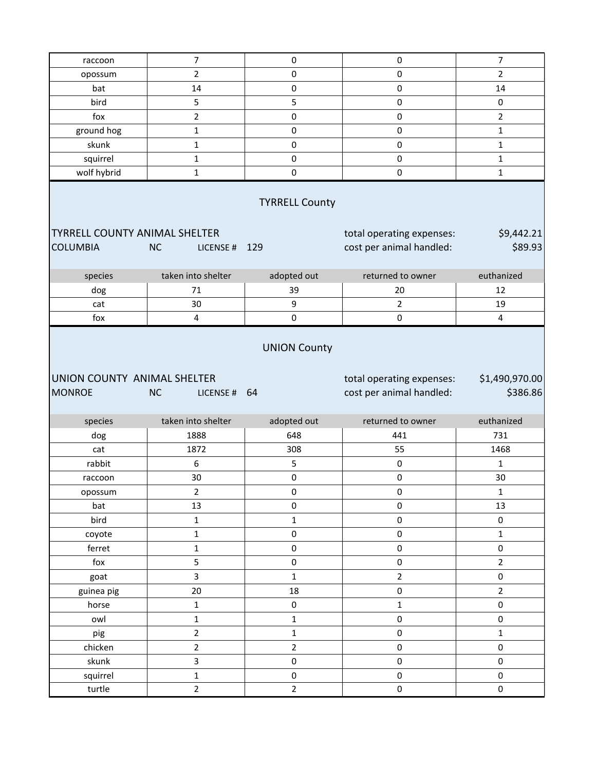| raccoon | 7 | 0 | 0 | 7 |
|---|---|---|---|---|
| opossum | 2 | 0 | 0 | 2 |
| bat | 14 | 0 | 0 | 14 |
| bird | 5 | 5 | 0 | 0 |
| fox | 2 | 0 | 0 | 2 |
| ground hog | 1 | 0 | 0 | 1 |
| skunk | 1 | 0 | 0 | 1 |
| squirrel | 1 | 0 | 0 | 1 |
| wolf hybrid | 1 | 0 | 0 | 1 |

## TYRRELL County

TYRRELL COUNTY ANIMAL SHELTER
COLUMBIA NC LICENSE # 129

total operating expenses: $9,442.21
cost per animal handled: $89.93

| species | taken into shelter | adopted out | returned to owner | euthanized |
|---|---|---|---|---|
| dog | 71 | 39 | 20 | 12 |
| cat | 30 | 9 | 2 | 19 |
| fox | 4 | 0 | 0 | 4 |

## UNION County

UNION COUNTY ANIMAL SHELTER
MONROE NC LICENSE # 64

total operating expenses: $1,490,970.00
cost per animal handled: $386.86

| species | taken into shelter | adopted out | returned to owner | euthanized |
|---|---|---|---|---|
| dog | 1888 | 648 | 441 | 731 |
| cat | 1872 | 308 | 55 | 1468 |
| rabbit | 6 | 5 | 0 | 1 |
| raccoon | 30 | 0 | 0 | 30 |
| opossum | 2 | 0 | 0 | 1 |
| bat | 13 | 0 | 0 | 13 |
| bird | 1 | 1 | 0 | 0 |
| coyote | 1 | 0 | 0 | 1 |
| ferret | 1 | 0 | 0 | 0 |
| fox | 5 | 0 | 0 | 2 |
| goat | 3 | 1 | 2 | 0 |
| guinea pig | 20 | 18 | 0 | 2 |
| horse | 1 | 0 | 1 | 0 |
| owl | 1 | 1 | 0 | 0 |
| pig | 2 | 1 | 0 | 1 |
| chicken | 2 | 2 | 0 | 0 |
| skunk | 3 | 0 | 0 | 0 |
| squirrel | 1 | 0 | 0 | 0 |
| turtle | 2 | 2 | 0 | 0 |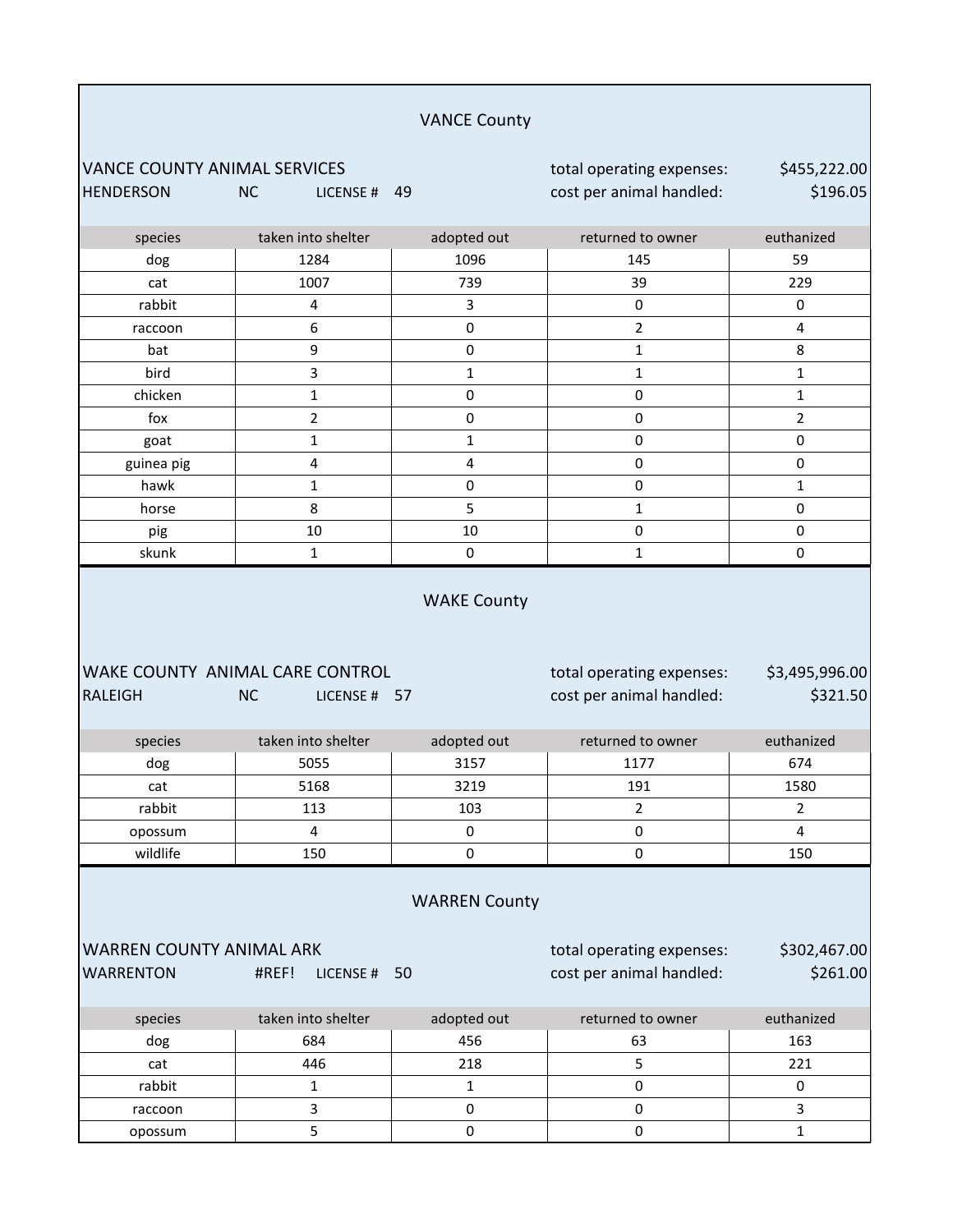## VANCE County

VANCE COUNTY ANIMAL SERVICES
HENDERSON NC LICENSE # 49

total operating expenses: $455,222.00
cost per animal handled: $196.05

| species | taken into shelter | adopted out | returned to owner | euthanized |
|---|---|---|---|---|
| dog | 1284 | 1096 | 145 | 59 |
| cat | 1007 | 739 | 39 | 229 |
| rabbit | 4 | 3 | 0 | 0 |
| raccoon | 6 | 0 | 2 | 4 |
| bat | 9 | 0 | 1 | 8 |
| bird | 3 | 1 | 1 | 1 |
| chicken | 1 | 0 | 0 | 1 |
| fox | 2 | 0 | 0 | 2 |
| goat | 1 | 1 | 0 | 0 |
| guinea pig | 4 | 4 | 0 | 0 |
| hawk | 1 | 0 | 0 | 1 |
| horse | 8 | 5 | 1 | 0 |
| pig | 10 | 10 | 0 | 0 |
| skunk | 1 | 0 | 1 | 0 |

## WAKE County

WAKE COUNTY ANIMAL CARE CONTROL
RALEIGH NC LICENSE # 57

total operating expenses: $3,495,996.00
cost per animal handled: $321.50

| species | taken into shelter | adopted out | returned to owner | euthanized |
|---|---|---|---|---|
| dog | 5055 | 3157 | 1177 | 674 |
| cat | 5168 | 3219 | 191 | 1580 |
| rabbit | 113 | 103 | 2 | 2 |
| opossum | 4 | 0 | 0 | 4 |
| wildlife | 150 | 0 | 0 | 150 |

## WARREN County

WARREN COUNTY ANIMAL ARK
WARRENTON #REF! LICENSE # 50

total operating expenses: $302,467.00
cost per animal handled: $261.00

| species | taken into shelter | adopted out | returned to owner | euthanized |
|---|---|---|---|---|
| dog | 684 | 456 | 63 | 163 |
| cat | 446 | 218 | 5 | 221 |
| rabbit | 1 | 1 | 0 | 0 |
| raccoon | 3 | 0 | 0 | 3 |
| opossum | 5 | 0 | 0 | 1 |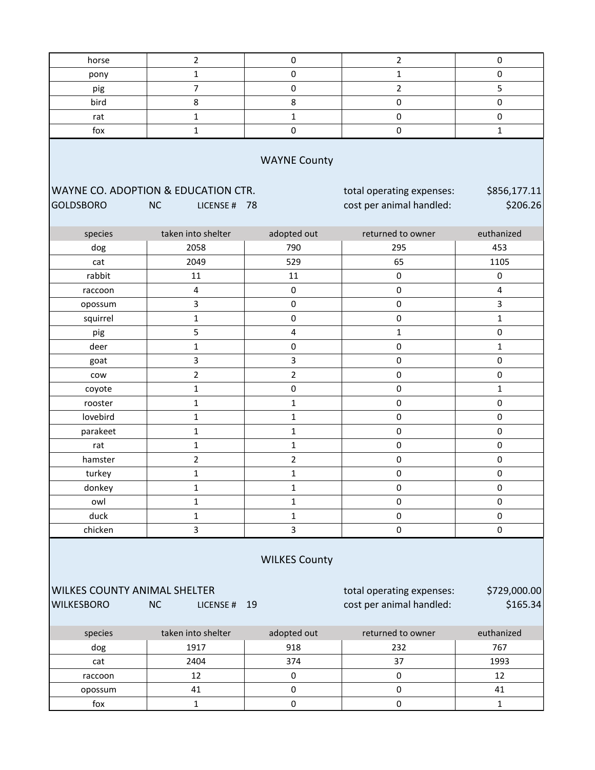| horse | 2 | 0 | 2 | 0 |
|---|---|---|---|---|
| pony | 1 | 0 | 1 | 0 |
| pig | 7 | 0 | 2 | 5 |
| bird | 8 | 8 | 0 | 0 |
| rat | 1 | 1 | 0 | 0 |
| fox | 1 | 0 | 0 | 1 |

## WAYNE County

WAYNE CO. ADOPTION & EDUCATION CTR.
GOLDSBORO NC LICENSE # 78

total operating expenses: $856,177.11
cost per animal handled: $206.26

| species | taken into shelter | adopted out | returned to owner | euthanized |
|---|---|---|---|---|
| dog | 2058 | 790 | 295 | 453 |
| cat | 2049 | 529 | 65 | 1105 |
| rabbit | 11 | 11 | 0 | 0 |
| raccoon | 4 | 0 | 0 | 4 |
| opossum | 3 | 0 | 0 | 3 |
| squirrel | 1 | 0 | 0 | 1 |
| pig | 5 | 4 | 1 | 0 |
| deer | 1 | 0 | 0 | 1 |
| goat | 3 | 3 | 0 | 0 |
| cow | 2 | 2 | 0 | 0 |
| coyote | 1 | 0 | 0 | 1 |
| rooster | 1 | 1 | 0 | 0 |
| lovebird | 1 | 1 | 0 | 0 |
| parakeet | 1 | 1 | 0 | 0 |
| rat | 1 | 1 | 0 | 0 |
| hamster | 2 | 2 | 0 | 0 |
| turkey | 1 | 1 | 0 | 0 |
| donkey | 1 | 1 | 0 | 0 |
| owl | 1 | 1 | 0 | 0 |
| duck | 1 | 1 | 0 | 0 |
| chicken | 3 | 3 | 0 | 0 |

## WILKES County

WILKES COUNTY ANIMAL SHELTER
WILKESBORO NC LICENSE # 19

total operating expenses: $729,000.00
cost per animal handled: $165.34

| species | taken into shelter | adopted out | returned to owner | euthanized |
|---|---|---|---|---|
| dog | 1917 | 918 | 232 | 767 |
| cat | 2404 | 374 | 37 | 1993 |
| raccoon | 12 | 0 | 0 | 12 |
| opossum | 41 | 0 | 0 | 41 |
| fox | 1 | 0 | 0 | 1 |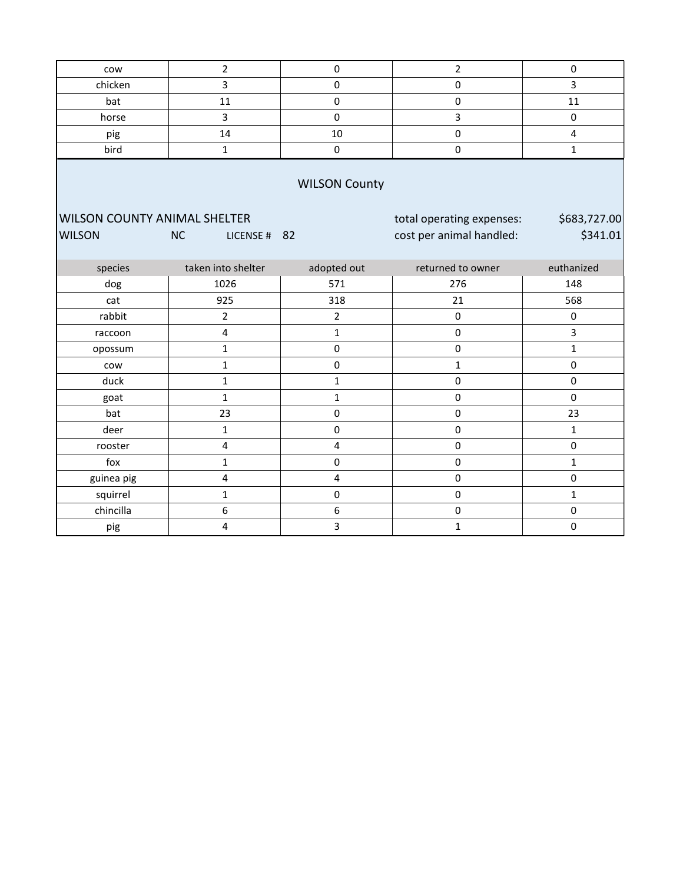| | | | | |
|---|---|---|---|---|
| cow | 2 | 0 | 2 | 0 |
| chicken | 3 | 0 | 0 | 3 |
| bat | 11 | 0 | 0 | 11 |
| horse | 3 | 0 | 3 | 0 |
| pig | 14 | 10 | 0 | 4 |
| bird | 1 | 0 | 0 | 1 |

## WILSON County

WILSON COUNTY ANIMAL SHELTER
WILSON NC LICENSE # 82

total operating expenses: $683,727.00
cost per animal handled: $341.01

| species | taken into shelter | adopted out | returned to owner | euthanized |
|---|---|---|---|---|
| dog | 1026 | 571 | 276 | 148 |
| cat | 925 | 318 | 21 | 568 |
| rabbit | 2 | 2 | 0 | 0 |
| raccoon | 4 | 1 | 0 | 3 |
| opossum | 1 | 0 | 0 | 1 |
| cow | 1 | 0 | 1 | 0 |
| duck | 1 | 1 | 0 | 0 |
| goat | 1 | 1 | 0 | 0 |
| bat | 23 | 0 | 0 | 23 |
| deer | 1 | 0 | 0 | 1 |
| rooster | 4 | 4 | 0 | 0 |
| fox | 1 | 0 | 0 | 1 |
| guinea pig | 4 | 4 | 0 | 0 |
| squirrel | 1 | 0 | 0 | 1 |
| chincilla | 6 | 6 | 0 | 0 |
| pig | 4 | 3 | 1 | 0 |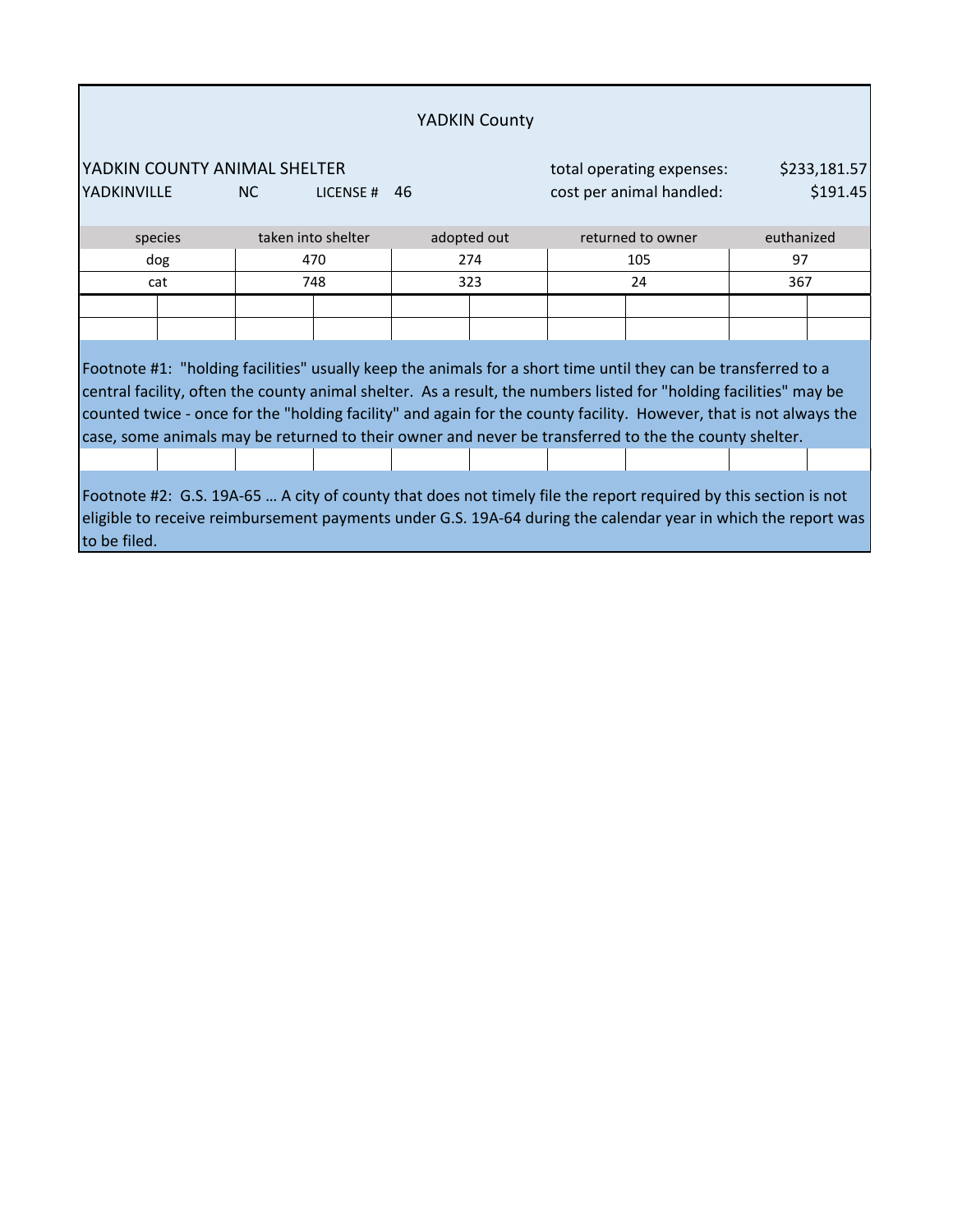## YADKIN County

YADKIN COUNTY ANIMAL SHELTER
YADKINVILLE NC LICENSE # 46

total operating expenses: $233,181.57
cost per animal handled: $191.45

| species | taken into shelter | adopted out | returned to owner | euthanized |
|---|---|---|---|---|
| dog | 470 | 274 | 105 | 97 |
| cat | 748 | 323 | 24 | 367 |

Footnote #1: "holding facilities" usually keep the animals for a short time until they can be transferred to a central facility, often the county animal shelter. As a result, the numbers listed for "holding facilities" may be counted twice - once for the "holding facility" and again for the county facility. However, that is not always the case, some animals may be returned to their owner and never be transferred to the the county shelter.

Footnote #2: G.S. 19A-65 … A city of county that does not timely file the report required by this section is not eligible to receive reimbursement payments under G.S. 19A-64 during the calendar year in which the report was to be filed.